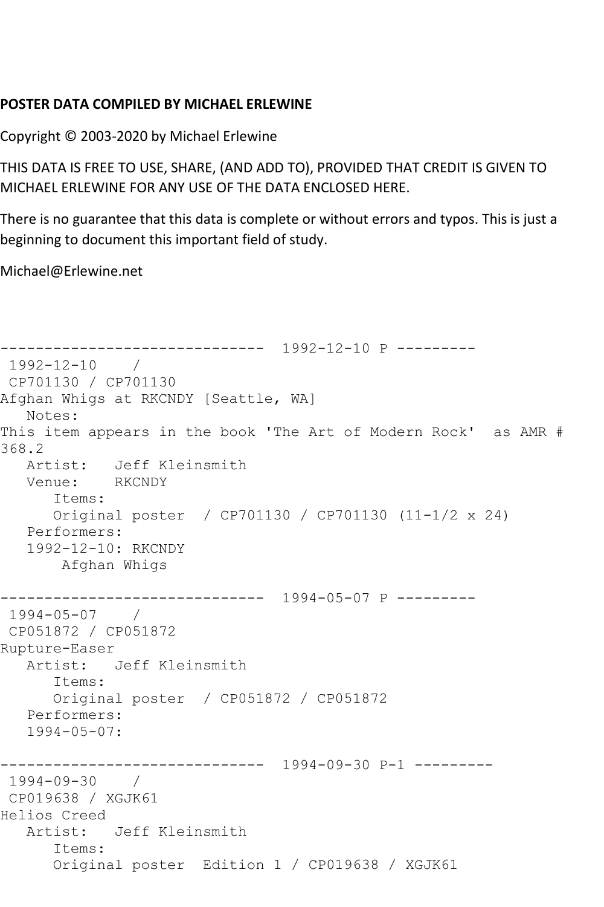**POSTER DATA COMPILED BY MICHAEL ERLEWINE**

Copyright © 2003-2020 by Michael Erlewine

THIS DATA IS FREE TO USE, SHARE, (AND ADD TO), PROVIDED THAT CREDIT IS GIVEN TO MICHAEL ERLEWINE FOR ANY USE OF THE DATA ENCLOSED HERE.

There is no guarantee that this data is complete or without errors and typos. This is just a beginning to document this important field of study.

Michael@Erlewine.net

```
------------------------------  1992-12-10 P ---------
 1992-12-10    /
 CP701130 / CP701130
Afghan Whigs at RKCNDY [Seattle, WA]
   Notes:
This item appears in the book 'The Art of Modern Rock'  as AMR #
368.2
   Artist:   Jeff Kleinsmith
   Venue:    RKCNDY
      Items:
      Original poster  / CP701130 / CP701130 (11-1/2 x 24)
   Performers:
   1992-12-10: RKCNDY
       Afghan Whigs

------------------------------  1994-05-07 P ---------
 1994-05-07    /
 CP051872 / CP051872
Rupture-Easer
   Artist:   Jeff Kleinsmith
      Items:
      Original poster  / CP051872 / CP051872
   Performers:
   1994-05-07:

------------------------------  1994-09-30 P-1 ---------
 1994-09-30    /
 CP019638 / XGJK61
Helios Creed
   Artist:   Jeff Kleinsmith
      Items:
      Original poster  Edition 1 / CP019638 / XGJK61
```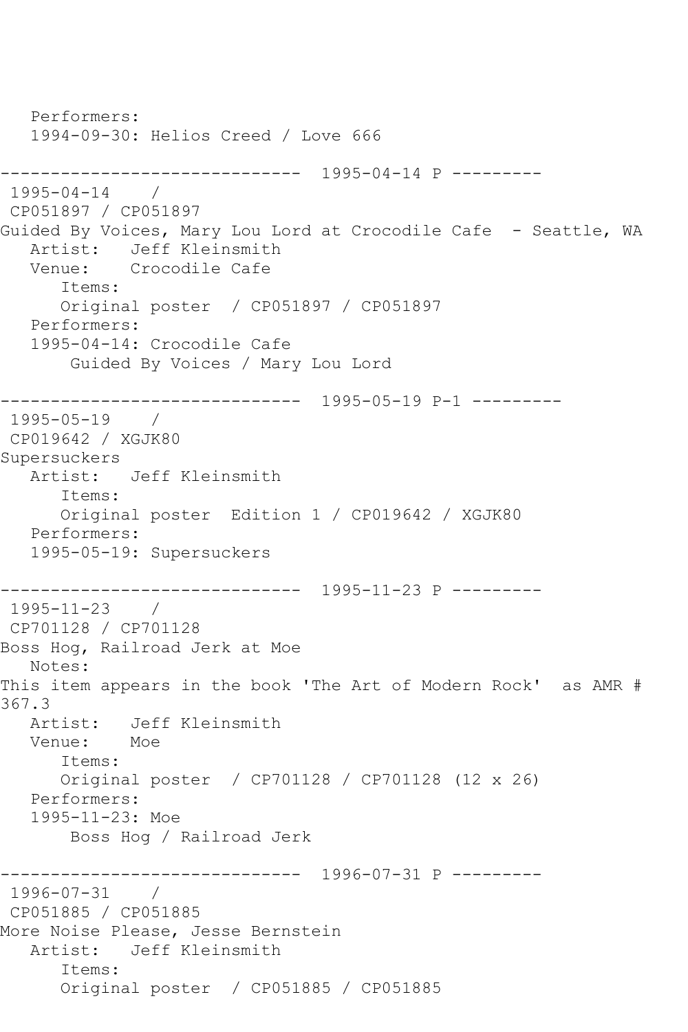Performers:
   1994-09-30: Helios Creed / Love 666

------------------------------  1995-04-14 P ---------
 1995-04-14    /
 CP051897 / CP051897
Guided By Voices, Mary Lou Lord at Crocodile Cafe  - Seattle, WA
   Artist:   Jeff Kleinsmith
   Venue:    Crocodile Cafe
      Items:
      Original poster  / CP051897 / CP051897
   Performers:
   1995-04-14: Crocodile Cafe
       Guided By Voices / Mary Lou Lord

------------------------------  1995-05-19 P-1 ---------
 1995-05-19    /
 CP019642 / XGJK80
Supersuckers
   Artist:   Jeff Kleinsmith
      Items:
      Original poster  Edition 1 / CP019642 / XGJK80
   Performers:
   1995-05-19: Supersuckers

------------------------------  1995-11-23 P ---------
 1995-11-23    /
 CP701128 / CP701128
Boss Hog, Railroad Jerk at Moe
   Notes:
This item appears in the book 'The Art of Modern Rock'  as AMR # 367.3
   Artist:   Jeff Kleinsmith
   Venue:    Moe
      Items:
      Original poster  / CP701128 / CP701128 (12 x 26)
   Performers:
   1995-11-23: Moe
       Boss Hog / Railroad Jerk

------------------------------  1996-07-31 P ---------
 1996-07-31    /
 CP051885 / CP051885
More Noise Please, Jesse Bernstein
   Artist:   Jeff Kleinsmith
      Items:
      Original poster  / CP051885 / CP051885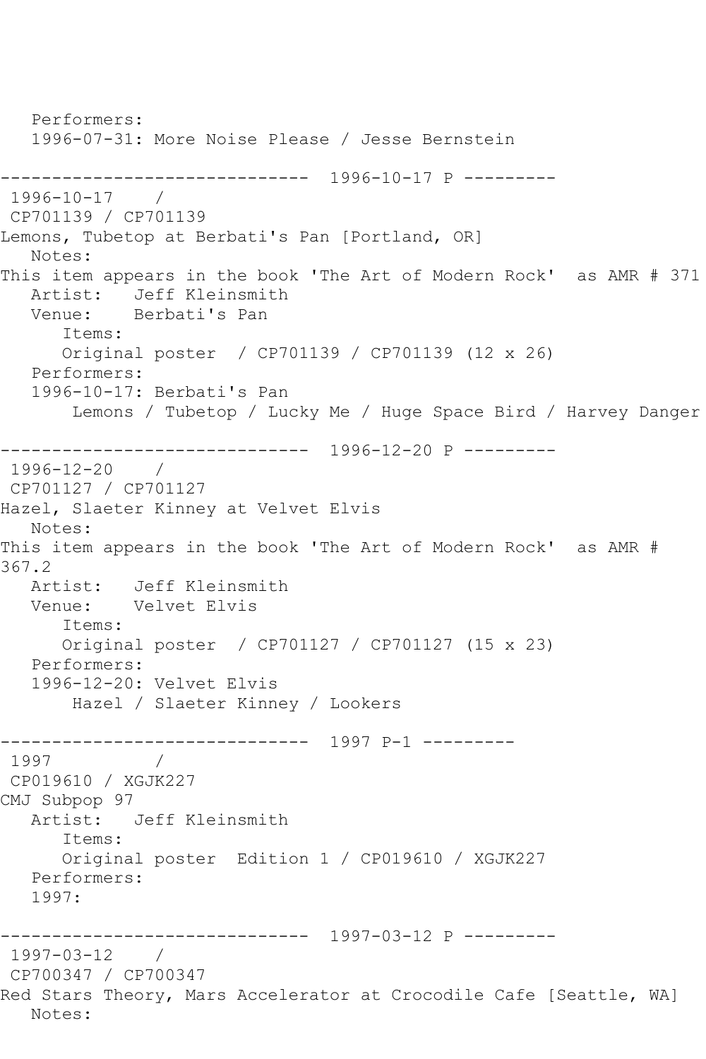Performers:
1996-07-31: More Noise Please / Jesse Bernstein

------------------------------ 1996-10-17 P ---------

1996-10-17 /
CP701139 / CP701139
Lemons, Tubetop at Berbati's Pan [Portland, OR]
Notes:
This item appears in the book 'The Art of Modern Rock' as AMR # 371
Artist: Jeff Kleinsmith
Venue: Berbati's Pan
Items:
Original poster / CP701139 / CP701139 (12 x 26)
Performers:
1996-10-17: Berbati's Pan
Lemons / Tubetop / Lucky Me / Huge Space Bird / Harvey Danger

------------------------------ 1996-12-20 P ---------

1996-12-20 /
CP701127 / CP701127
Hazel, Slaeter Kinney at Velvet Elvis
Notes:
This item appears in the book 'The Art of Modern Rock' as AMR # 367.2
Artist: Jeff Kleinsmith
Venue: Velvet Elvis
Items:
Original poster / CP701127 / CP701127 (15 x 23)
Performers:
1996-12-20: Velvet Elvis
Hazel / Slaeter Kinney / Lookers

------------------------------ 1997 P-1 ---------

1997 /
CP019610 / XGJK227
CMJ Subpop 97
Artist: Jeff Kleinsmith
Items:
Original poster Edition 1 / CP019610 / XGJK227
Performers:
1997:

------------------------------ 1997-03-12 P ---------

1997-03-12 /
CP700347 / CP700347
Red Stars Theory, Mars Accelerator at Crocodile Cafe [Seattle, WA]
Notes: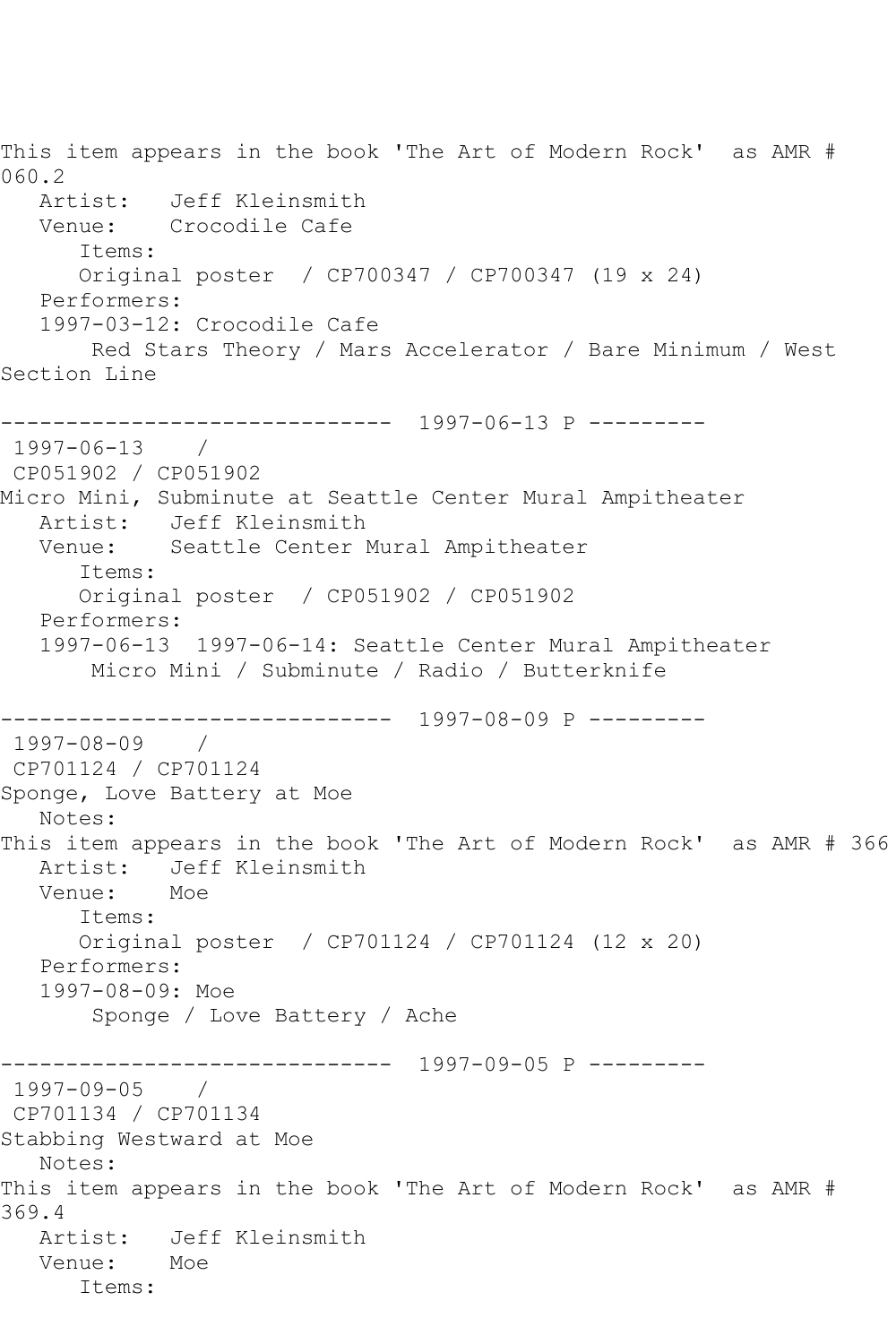This item appears in the book 'The Art of Modern Rock' as AMR # 060.2

Artist: Jeff Kleinsmith
Venue: Crocodile Cafe
Items:
Original poster / CP700347 / CP700347 (19 x 24)
Performers:
1997-03-12: Crocodile Cafe
Red Stars Theory / Mars Accelerator / Bare Minimum / West Section Line

------------------------------ 1997-06-13 P ---------

1997-06-13 /
CP051902 / CP051902
Micro Mini, Subminute at Seattle Center Mural Ampitheater
Artist: Jeff Kleinsmith
Venue: Seattle Center Mural Ampitheater
Items:
Original poster / CP051902 / CP051902
Performers:
1997-06-13 1997-06-14: Seattle Center Mural Ampitheater
Micro Mini / Subminute / Radio / Butterknife

------------------------------ 1997-08-09 P ---------

1997-08-09 /
CP701124 / CP701124
Sponge, Love Battery at Moe
Notes:
This item appears in the book 'The Art of Modern Rock' as AMR # 366
Artist: Jeff Kleinsmith
Venue: Moe
Items:
Original poster / CP701124 / CP701124 (12 x 20)
Performers:
1997-08-09: Moe
Sponge / Love Battery / Ache

------------------------------ 1997-09-05 P ---------

1997-09-05 /
CP701134 / CP701134
Stabbing Westward at Moe
Notes:
This item appears in the book 'The Art of Modern Rock' as AMR # 369.4
Artist: Jeff Kleinsmith
Venue: Moe
Items: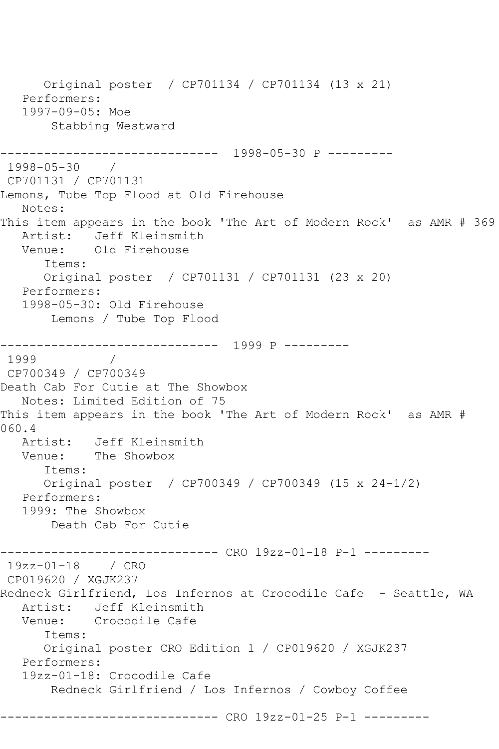```
      Original poster  / CP701134 / CP701134 (13 x 21)
   Performers:
   1997-09-05: Moe
       Stabbing Westward

------------------------------  1998-05-30 P ---------
 1998-05-30    / 
 CP701131 / CP701131
Lemons, Tube Top Flood at Old Firehouse
   Notes: 
This item appears in the book 'The Art of Modern Rock'  as AMR # 369
   Artist:   Jeff Kleinsmith
   Venue:    Old Firehouse
      Items:
      Original poster  / CP701131 / CP701131 (23 x 20)
   Performers:
   1998-05-30: Old Firehouse
       Lemons / Tube Top Flood

------------------------------  1999 P ---------
 1999          / 
 CP700349 / CP700349
Death Cab For Cutie at The Showbox
   Notes: Limited Edition of 75
This item appears in the book 'The Art of Modern Rock'  as AMR # 
060.4
   Artist:   Jeff Kleinsmith
   Venue:    The Showbox
      Items:
      Original poster  / CP700349 / CP700349 (15 x 24-1/2)
   Performers:
   1999: The Showbox
       Death Cab For Cutie

------------------------------ CRO 19zz-01-18 P-1 ---------
 19zz-01-18    / CRO
 CP019620 / XGJK237
Redneck Girlfriend, Los Infernos at Crocodile Cafe  - Seattle, WA
   Artist:   Jeff Kleinsmith
   Venue:    Crocodile Cafe
      Items:
      Original poster CRO Edition 1 / CP019620 / XGJK237
   Performers:
   19zz-01-18: Crocodile Cafe
       Redneck Girlfriend / Los Infernos / Cowboy Coffee

------------------------------ CRO 19zz-01-25 P-1 ---------
```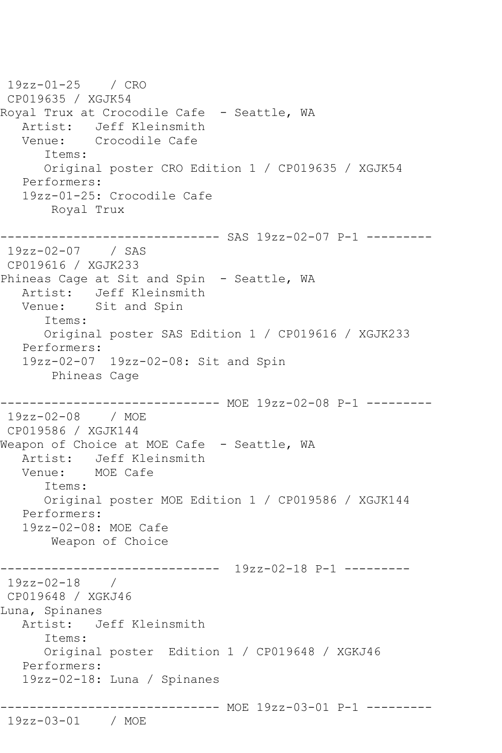```
19zz-01-25    / CRO
 CP019635 / XGJK54
Royal Trux at Crocodile Cafe  - Seattle, WA
   Artist:   Jeff Kleinsmith
   Venue:    Crocodile Cafe
      Items:
      Original poster CRO Edition 1 / CP019635 / XGJK54
   Performers:
   19zz-01-25: Crocodile Cafe
       Royal Trux

------------------------------ SAS 19zz-02-07 P-1 ---------
 19zz-02-07    / SAS
 CP019616 / XGJK233
Phineas Cage at Sit and Spin  - Seattle, WA
   Artist:   Jeff Kleinsmith
   Venue:    Sit and Spin
      Items:
      Original poster SAS Edition 1 / CP019616 / XGJK233
   Performers:
   19zz-02-07  19zz-02-08: Sit and Spin
       Phineas Cage

------------------------------ MOE 19zz-02-08 P-1 ---------
 19zz-02-08    / MOE
 CP019586 / XGJK144
Weapon of Choice at MOE Cafe  - Seattle, WA
   Artist:   Jeff Kleinsmith
   Venue:    MOE Cafe
      Items:
      Original poster MOE Edition 1 / CP019586 / XGJK144
   Performers:
   19zz-02-08: MOE Cafe
       Weapon of Choice

------------------------------  19zz-02-18 P-1 ---------
 19zz-02-18    /
 CP019648 / XGKJ46
Luna, Spinanes
   Artist:   Jeff Kleinsmith
      Items:
      Original poster  Edition 1 / CP019648 / XGKJ46
   Performers:
   19zz-02-18: Luna / Spinanes

------------------------------ MOE 19zz-03-01 P-1 ---------
 19zz-03-01    / MOE
```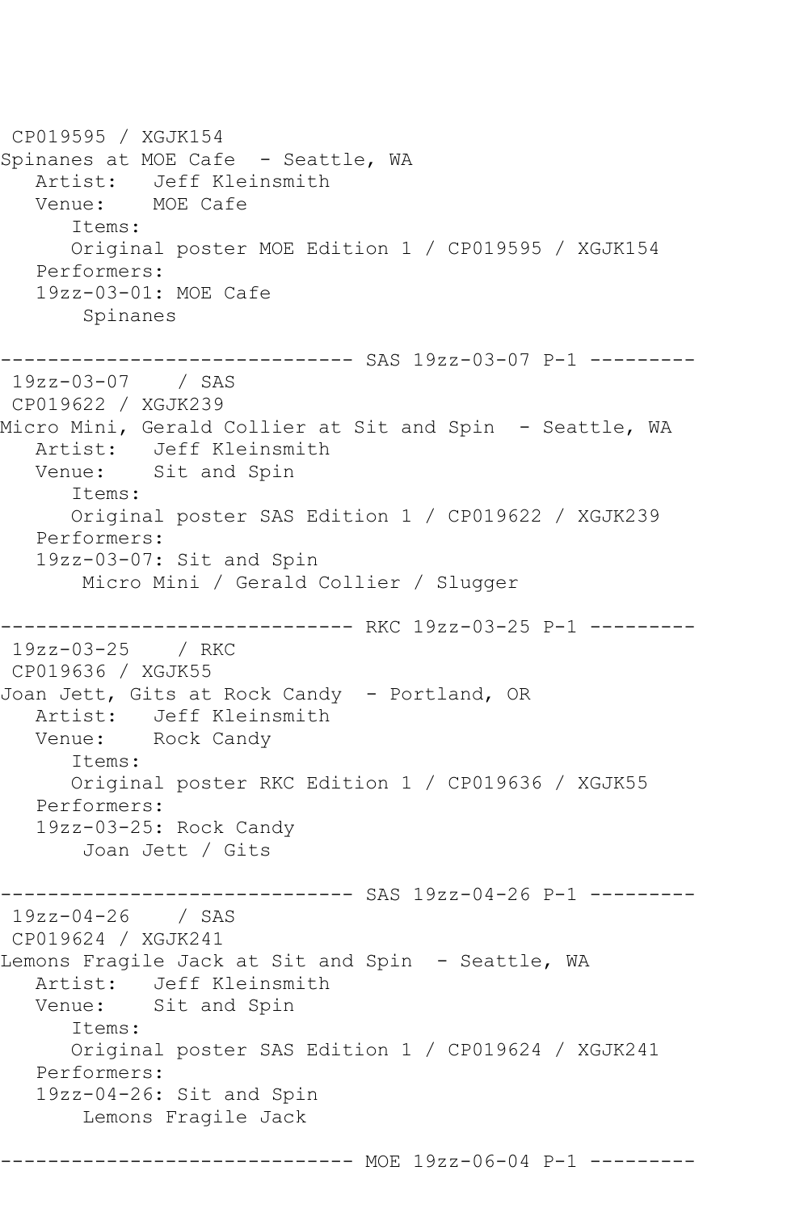CP019595 / XGJK154
Spinanes at MOE Cafe  - Seattle, WA
   Artist:   Jeff Kleinsmith
   Venue:    MOE Cafe
      Items:
      Original poster MOE Edition 1 / CP019595 / XGJK154
   Performers:
   19zz-03-01: MOE Cafe
       Spinanes

------------------------------ SAS 19zz-03-07 P-1 ---------
 19zz-03-07    / SAS
 CP019622 / XGJK239
Micro Mini, Gerald Collier at Sit and Spin  - Seattle, WA
   Artist:   Jeff Kleinsmith
   Venue:    Sit and Spin
      Items:
      Original poster SAS Edition 1 / CP019622 / XGJK239
   Performers:
   19zz-03-07: Sit and Spin
       Micro Mini / Gerald Collier / Slugger

------------------------------ RKC 19zz-03-25 P-1 ---------
 19zz-03-25    / RKC
 CP019636 / XGJK55
Joan Jett, Gits at Rock Candy  - Portland, OR
   Artist:   Jeff Kleinsmith
   Venue:    Rock Candy
      Items:
      Original poster RKC Edition 1 / CP019636 / XGJK55
   Performers:
   19zz-03-25: Rock Candy
       Joan Jett / Gits

------------------------------ SAS 19zz-04-26 P-1 ---------
 19zz-04-26    / SAS
 CP019624 / XGJK241
Lemons Fragile Jack at Sit and Spin  - Seattle, WA
   Artist:   Jeff Kleinsmith
   Venue:    Sit and Spin
      Items:
      Original poster SAS Edition 1 / CP019624 / XGJK241
   Performers:
   19zz-04-26: Sit and Spin
       Lemons Fragile Jack

------------------------------ MOE 19zz-06-04 P-1 ---------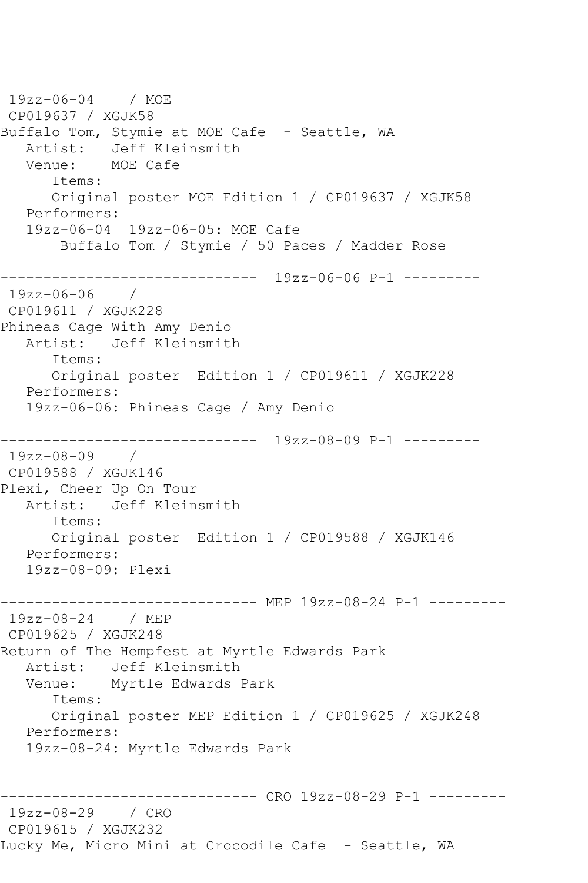```
 19zz-06-04    / MOE
 CP019637 / XGJK58
Buffalo Tom, Stymie at MOE Cafe  - Seattle, WA
   Artist:   Jeff Kleinsmith
   Venue:    MOE Cafe
      Items:
      Original poster MOE Edition 1 / CP019637 / XGJK58
   Performers:
   19zz-06-04  19zz-06-05: MOE Cafe
       Buffalo Tom / Stymie / 50 Paces / Madder Rose

------------------------------  19zz-06-06 P-1 ---------
 19zz-06-06    /
 CP019611 / XGJK228
Phineas Cage With Amy Denio
   Artist:   Jeff Kleinsmith
      Items:
      Original poster  Edition 1 / CP019611 / XGJK228
   Performers:
   19zz-06-06: Phineas Cage / Amy Denio

------------------------------  19zz-08-09 P-1 ---------
 19zz-08-09    /
 CP019588 / XGJK146
Plexi, Cheer Up On Tour
   Artist:   Jeff Kleinsmith
      Items:
      Original poster  Edition 1 / CP019588 / XGJK146
   Performers:
   19zz-08-09: Plexi

------------------------------ MEP 19zz-08-24 P-1 ---------
 19zz-08-24    / MEP
 CP019625 / XGJK248
Return of The Hempfest at Myrtle Edwards Park
   Artist:   Jeff Kleinsmith
   Venue:    Myrtle Edwards Park
      Items:
      Original poster MEP Edition 1 / CP019625 / XGJK248
   Performers:
   19zz-08-24: Myrtle Edwards Park


------------------------------ CRO 19zz-08-29 P-1 ---------
 19zz-08-29    / CRO
 CP019615 / XGJK232
Lucky Me, Micro Mini at Crocodile Cafe  - Seattle, WA
```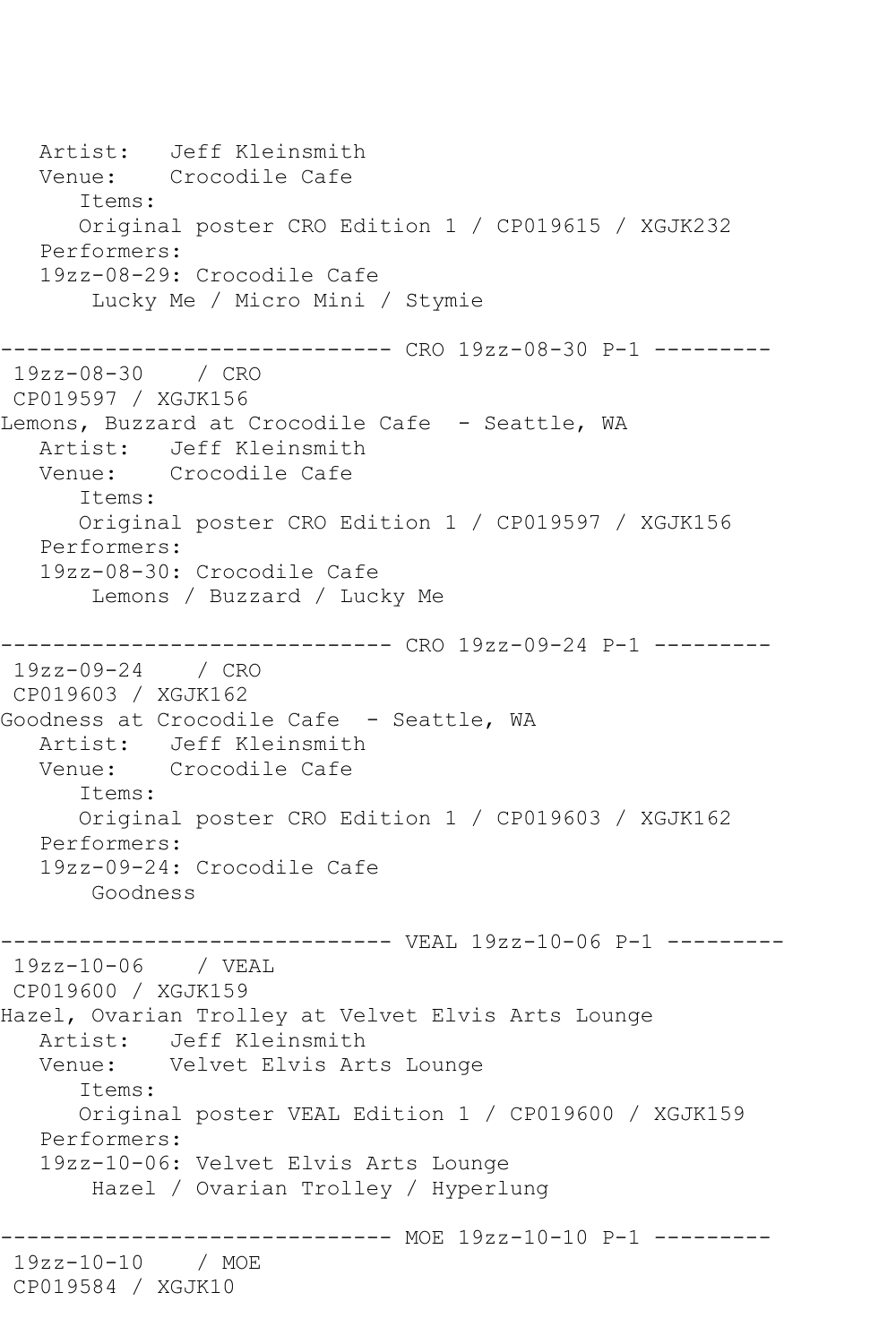```
   Artist:   Jeff Kleinsmith
   Venue:    Crocodile Cafe
      Items:
      Original poster CRO Edition 1 / CP019615 / XGJK232
   Performers:
   19zz-08-29: Crocodile Cafe
       Lucky Me / Micro Mini / Stymie

------------------------------ CRO 19zz-08-30 P-1 ---------
 19zz-08-30    / CRO
 CP019597 / XGJK156
Lemons, Buzzard at Crocodile Cafe  - Seattle, WA
   Artist:   Jeff Kleinsmith
   Venue:    Crocodile Cafe
      Items:
      Original poster CRO Edition 1 / CP019597 / XGJK156
   Performers:
   19zz-08-30: Crocodile Cafe
       Lemons / Buzzard / Lucky Me

------------------------------ CRO 19zz-09-24 P-1 ---------
 19zz-09-24    / CRO
 CP019603 / XGJK162
Goodness at Crocodile Cafe  - Seattle, WA
   Artist:   Jeff Kleinsmith
   Venue:    Crocodile Cafe
      Items:
      Original poster CRO Edition 1 / CP019603 / XGJK162
   Performers:
   19zz-09-24: Crocodile Cafe
       Goodness

------------------------------ VEAL 19zz-10-06 P-1 ---------
 19zz-10-06    / VEAL
 CP019600 / XGJK159
Hazel, Ovarian Trolley at Velvet Elvis Arts Lounge
   Artist:   Jeff Kleinsmith
   Venue:    Velvet Elvis Arts Lounge
      Items:
      Original poster VEAL Edition 1 / CP019600 / XGJK159
   Performers:
   19zz-10-06: Velvet Elvis Arts Lounge
       Hazel / Ovarian Trolley / Hyperlung

------------------------------ MOE 19zz-10-10 P-1 ---------
 19zz-10-10    / MOE
 CP019584 / XGJK10
```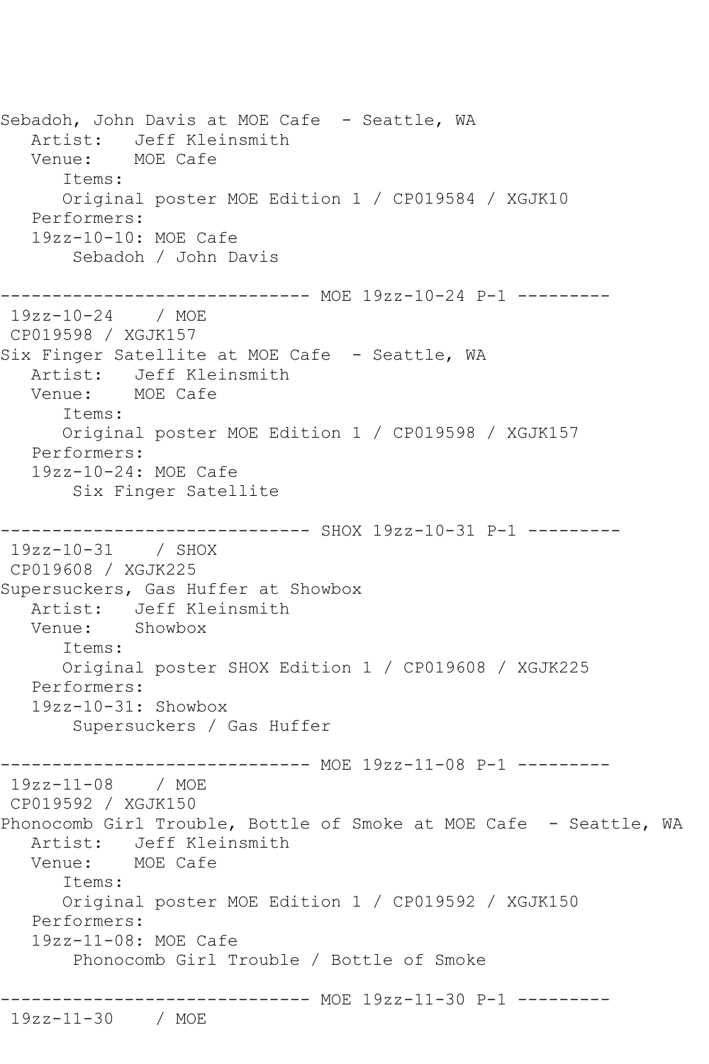```
Sebadoh, John Davis at MOE Cafe  - Seattle, WA
   Artist:   Jeff Kleinsmith
   Venue:    MOE Cafe
      Items:
      Original poster MOE Edition 1 / CP019584 / XGJK10
   Performers:
   19zz-10-10: MOE Cafe
       Sebadoh / John Davis

------------------------------ MOE 19zz-10-24 P-1 ---------
 19zz-10-24    / MOE
 CP019598 / XGJK157
Six Finger Satellite at MOE Cafe  - Seattle, WA
   Artist:   Jeff Kleinsmith
   Venue:    MOE Cafe
      Items:
      Original poster MOE Edition 1 / CP019598 / XGJK157
   Performers:
   19zz-10-24: MOE Cafe
       Six Finger Satellite

------------------------------ SHOX 19zz-10-31 P-1 ---------
 19zz-10-31    / SHOX
 CP019608 / XGJK225
Supersuckers, Gas Huffer at Showbox
   Artist:   Jeff Kleinsmith
   Venue:    Showbox
      Items:
      Original poster SHOX Edition 1 / CP019608 / XGJK225
   Performers:
   19zz-10-31: Showbox
       Supersuckers / Gas Huffer

------------------------------ MOE 19zz-11-08 P-1 ---------
 19zz-11-08    / MOE
 CP019592 / XGJK150
Phonocomb Girl Trouble, Bottle of Smoke at MOE Cafe  - Seattle, WA
   Artist:   Jeff Kleinsmith
   Venue:    MOE Cafe
      Items:
      Original poster MOE Edition 1 / CP019592 / XGJK150
   Performers:
   19zz-11-08: MOE Cafe
       Phonocomb Girl Trouble / Bottle of Smoke

------------------------------ MOE 19zz-11-30 P-1 ---------
 19zz-11-30    / MOE
```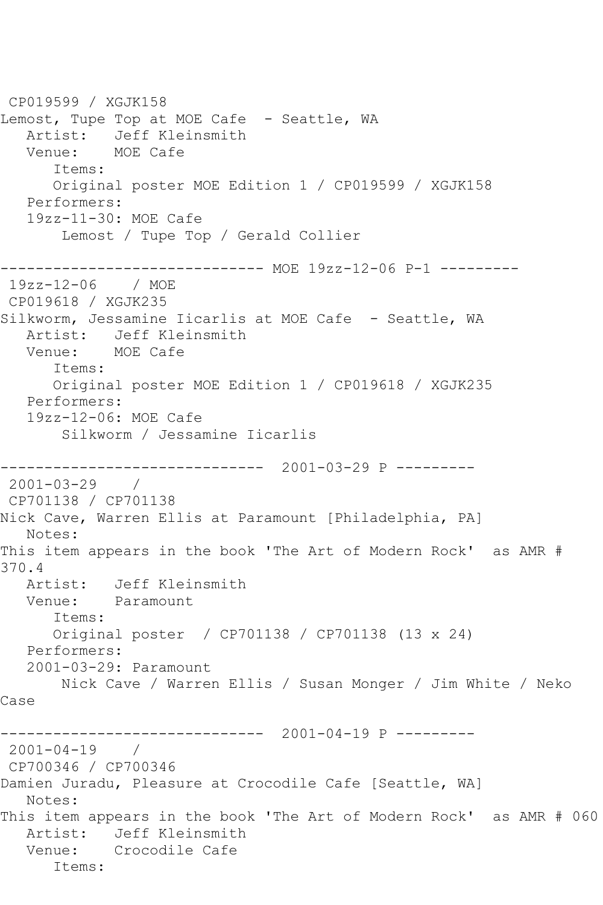CP019599 / XGJK158
Lemost, Tupe Top at MOE Cafe  - Seattle, WA
   Artist:   Jeff Kleinsmith
   Venue:    MOE Cafe
      Items:
      Original poster MOE Edition 1 / CP019599 / XGJK158
   Performers:
   19zz-11-30: MOE Cafe
       Lemost / Tupe Top / Gerald Collier

------------------------------ MOE 19zz-12-06 P-1 ---------
 19zz-12-06    / MOE
 CP019618 / XGJK235
Silkworm, Jessamine Iicarlis at MOE Cafe  - Seattle, WA
   Artist:   Jeff Kleinsmith
   Venue:    MOE Cafe
      Items:
      Original poster MOE Edition 1 / CP019618 / XGJK235
   Performers:
   19zz-12-06: MOE Cafe
       Silkworm / Jessamine Iicarlis

------------------------------  2001-03-29 P ---------
 2001-03-29    /
 CP701138 / CP701138
Nick Cave, Warren Ellis at Paramount [Philadelphia, PA]
   Notes:
This item appears in the book 'The Art of Modern Rock'  as AMR # 370.4
   Artist:   Jeff Kleinsmith
   Venue:    Paramount
      Items:
      Original poster  / CP701138 / CP701138 (13 x 24)
   Performers:
   2001-03-29: Paramount
       Nick Cave / Warren Ellis / Susan Monger / Jim White / Neko Case

------------------------------  2001-04-19 P ---------
 2001-04-19    /
 CP700346 / CP700346
Damien Juradu, Pleasure at Crocodile Cafe [Seattle, WA]
   Notes:
This item appears in the book 'The Art of Modern Rock'  as AMR # 060
   Artist:   Jeff Kleinsmith
   Venue:    Crocodile Cafe
      Items: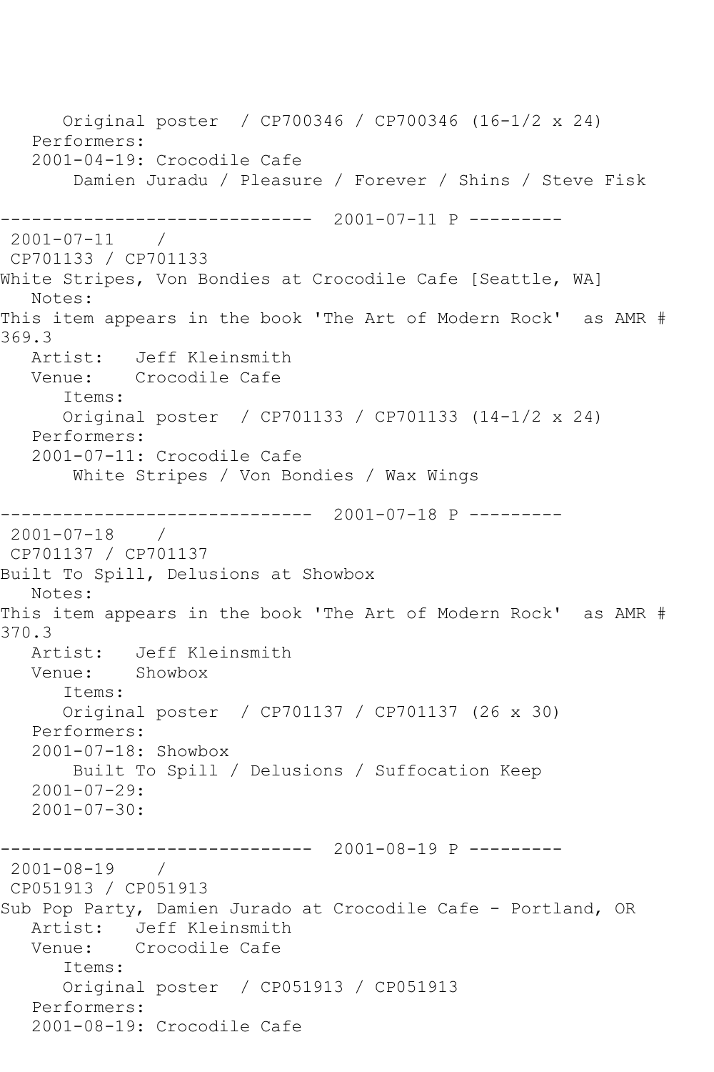Original poster / CP700346 / CP700346 (16-1/2 x 24)
Performers:
2001-04-19: Crocodile Cafe
Damien Juradu / Pleasure / Forever / Shins / Steve Fisk

------------------------------ 2001-07-11 P ---------

2001-07-11 /
CP701133 / CP701133
White Stripes, Von Bondies at Crocodile Cafe [Seattle, WA]
Notes:
This item appears in the book 'The Art of Modern Rock' as AMR # 369.3
Artist: Jeff Kleinsmith
Venue: Crocodile Cafe
Items:
Original poster / CP701133 / CP701133 (14-1/2 x 24)
Performers:
2001-07-11: Crocodile Cafe
White Stripes / Von Bondies / Wax Wings

------------------------------ 2001-07-18 P ---------

2001-07-18 /
CP701137 / CP701137
Built To Spill, Delusions at Showbox
Notes:
This item appears in the book 'The Art of Modern Rock' as AMR # 370.3
Artist: Jeff Kleinsmith
Venue: Showbox
Items:
Original poster / CP701137 / CP701137 (26 x 30)
Performers:
2001-07-18: Showbox
Built To Spill / Delusions / Suffocation Keep
2001-07-29:
2001-07-30:

------------------------------ 2001-08-19 P ---------

2001-08-19 /
CP051913 / CP051913
Sub Pop Party, Damien Jurado at Crocodile Cafe - Portland, OR
Artist: Jeff Kleinsmith
Venue: Crocodile Cafe
Items:
Original poster / CP051913 / CP051913
Performers:
2001-08-19: Crocodile Cafe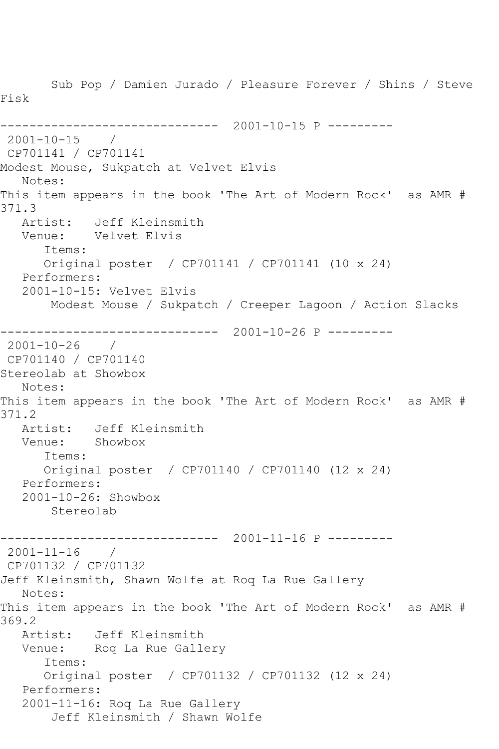Sub Pop / Damien Jurado / Pleasure Forever / Shins / Steve Fisk

------------------------------ 2001-10-15 P ---------

2001-10-15 /

CP701141 / CP701141

Modest Mouse, Sukpatch at Velvet Elvis

Notes:

This item appears in the book 'The Art of Modern Rock' as AMR # 371.3

Artist: Jeff Kleinsmith

Venue: Velvet Elvis

Items:

Original poster / CP701141 / CP701141 (10 x 24)

Performers:

2001-10-15: Velvet Elvis

Modest Mouse / Sukpatch / Creeper Lagoon / Action Slacks

------------------------------ 2001-10-26 P ---------

2001-10-26 /

CP701140 / CP701140

Stereolab at Showbox

Notes:

This item appears in the book 'The Art of Modern Rock' as AMR # 371.2

Artist: Jeff Kleinsmith

Venue: Showbox

Items:

Original poster / CP701140 / CP701140 (12 x 24)

Performers:

2001-10-26: Showbox

Stereolab

------------------------------ 2001-11-16 P ---------

2001-11-16 /

CP701132 / CP701132

Jeff Kleinsmith, Shawn Wolfe at Roq La Rue Gallery

Notes:

This item appears in the book 'The Art of Modern Rock' as AMR # 369.2

Artist: Jeff Kleinsmith

Venue: Roq La Rue Gallery

Items:

Original poster / CP701132 / CP701132 (12 x 24)

Performers:

2001-11-16: Roq La Rue Gallery

Jeff Kleinsmith / Shawn Wolfe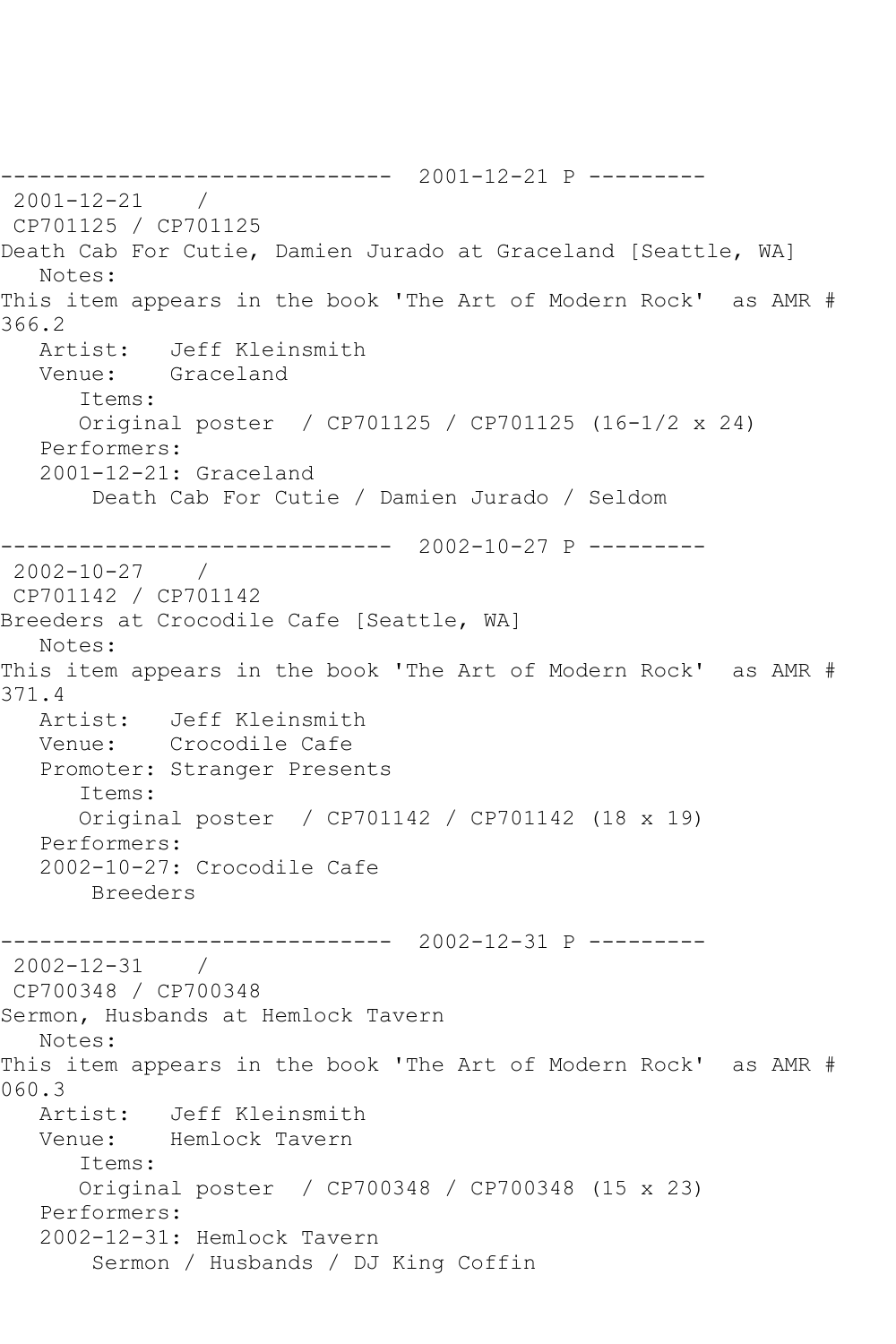------------------------------ 2001-12-21 P ---------
2001-12-21 /
CP701125 / CP701125
Death Cab For Cutie, Damien Jurado at Graceland [Seattle, WA]
Notes:
This item appears in the book 'The Art of Modern Rock' as AMR # 366.2
Artist: Jeff Kleinsmith
Venue: Graceland
Items:
Original poster / CP701125 / CP701125 (16-1/2 x 24)
Performers:
2001-12-21: Graceland
Death Cab For Cutie / Damien Jurado / Seldom

------------------------------ 2002-10-27 P ---------
2002-10-27 /
CP701142 / CP701142
Breeders at Crocodile Cafe [Seattle, WA]
Notes:
This item appears in the book 'The Art of Modern Rock' as AMR # 371.4
Artist: Jeff Kleinsmith
Venue: Crocodile Cafe
Promoter: Stranger Presents
Items:
Original poster / CP701142 / CP701142 (18 x 19)
Performers:
2002-10-27: Crocodile Cafe
Breeders

------------------------------ 2002-12-31 P ---------
2002-12-31 /
CP700348 / CP700348
Sermon, Husbands at Hemlock Tavern
Notes:
This item appears in the book 'The Art of Modern Rock' as AMR # 060.3
Artist: Jeff Kleinsmith
Venue: Hemlock Tavern
Items:
Original poster / CP700348 / CP700348 (15 x 23)
Performers:
2002-12-31: Hemlock Tavern
Sermon / Husbands / DJ King Coffin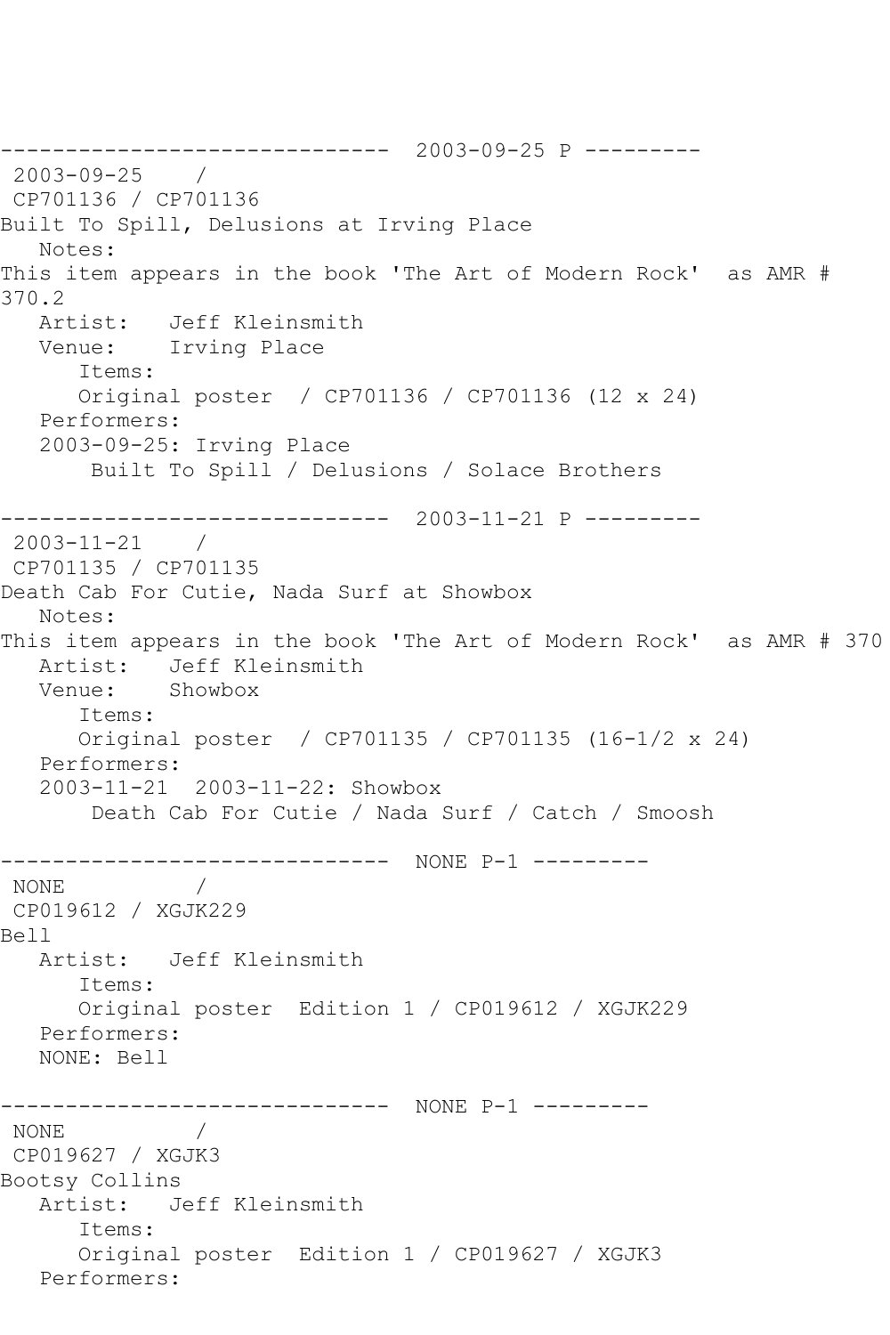------------------------------ 2003-09-25 P ---------

2003-09-25 /

CP701136 / CP701136

Built To Spill, Delusions at Irving Place

Notes:

This item appears in the book 'The Art of Modern Rock' as AMR # 370.2

Artist: Jeff Kleinsmith

Venue: Irving Place

Items:

Original poster / CP701136 / CP701136 (12 x 24)

Performers:

2003-09-25: Irving Place

Built To Spill / Delusions / Solace Brothers

------------------------------ 2003-11-21 P ---------

2003-11-21 /

CP701135 / CP701135

Death Cab For Cutie, Nada Surf at Showbox

Notes:

This item appears in the book 'The Art of Modern Rock' as AMR # 370

Artist: Jeff Kleinsmith

Venue: Showbox

Items:

Original poster / CP701135 / CP701135 (16-1/2 x 24)

Performers:

2003-11-21 2003-11-22: Showbox

Death Cab For Cutie / Nada Surf / Catch / Smoosh

------------------------------ NONE P-1 ---------

NONE /

CP019612 / XGJK229

Bell

Artist: Jeff Kleinsmith

Items:

Original poster Edition 1 / CP019612 / XGJK229

Performers:

NONE: Bell

------------------------------ NONE P-1 ---------

NONE /

CP019627 / XGJK3

Bootsy Collins

Artist: Jeff Kleinsmith

Items:

Original poster Edition 1 / CP019627 / XGJK3

Performers: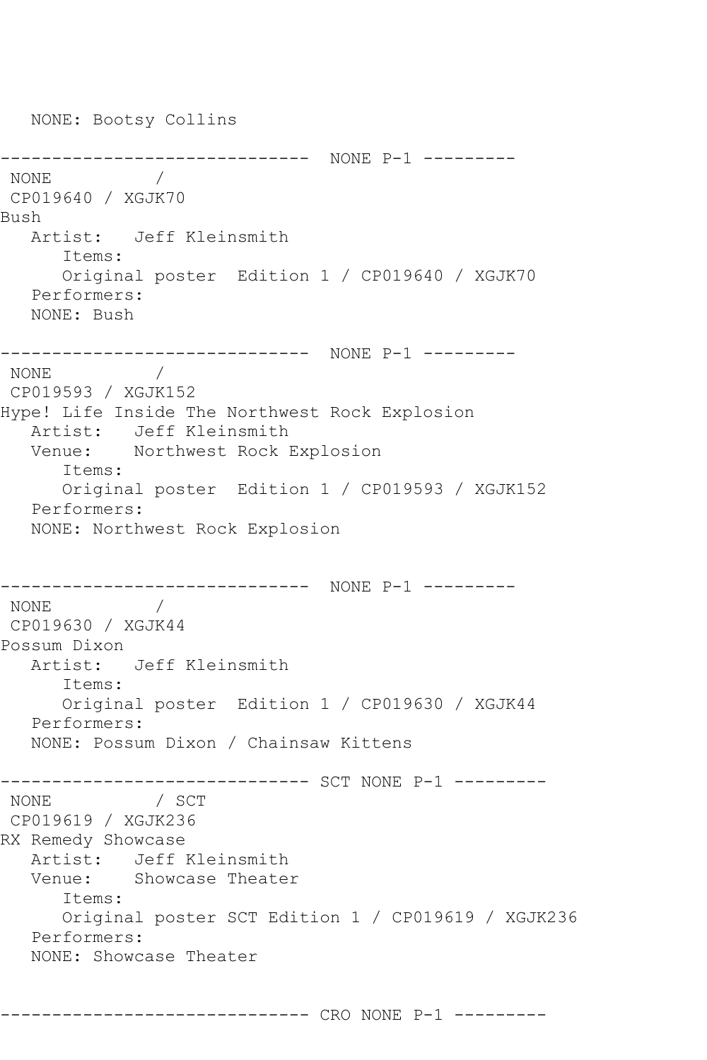```
   NONE: Bootsy Collins

------------------------------  NONE P-1 ---------
 NONE          /
 CP019640 / XGJK70
Bush
   Artist:   Jeff Kleinsmith
      Items:
      Original poster  Edition 1 / CP019640 / XGJK70
   Performers:
   NONE: Bush

------------------------------  NONE P-1 ---------
 NONE          /
 CP019593 / XGJK152
Hype! Life Inside The Northwest Rock Explosion
   Artist:   Jeff Kleinsmith
   Venue:    Northwest Rock Explosion
      Items:
      Original poster  Edition 1 / CP019593 / XGJK152
   Performers:
   NONE: Northwest Rock Explosion


------------------------------  NONE P-1 ---------
 NONE          /
 CP019630 / XGJK44
Possum Dixon
   Artist:   Jeff Kleinsmith
      Items:
      Original poster  Edition 1 / CP019630 / XGJK44
   Performers:
   NONE: Possum Dixon / Chainsaw Kittens

------------------------------ SCT NONE P-1 ---------
 NONE          / SCT
 CP019619 / XGJK236
RX Remedy Showcase
   Artist:   Jeff Kleinsmith
   Venue:    Showcase Theater
      Items:
      Original poster SCT Edition 1 / CP019619 / XGJK236
   Performers:
   NONE: Showcase Theater


------------------------------ CRO NONE P-1 ---------
```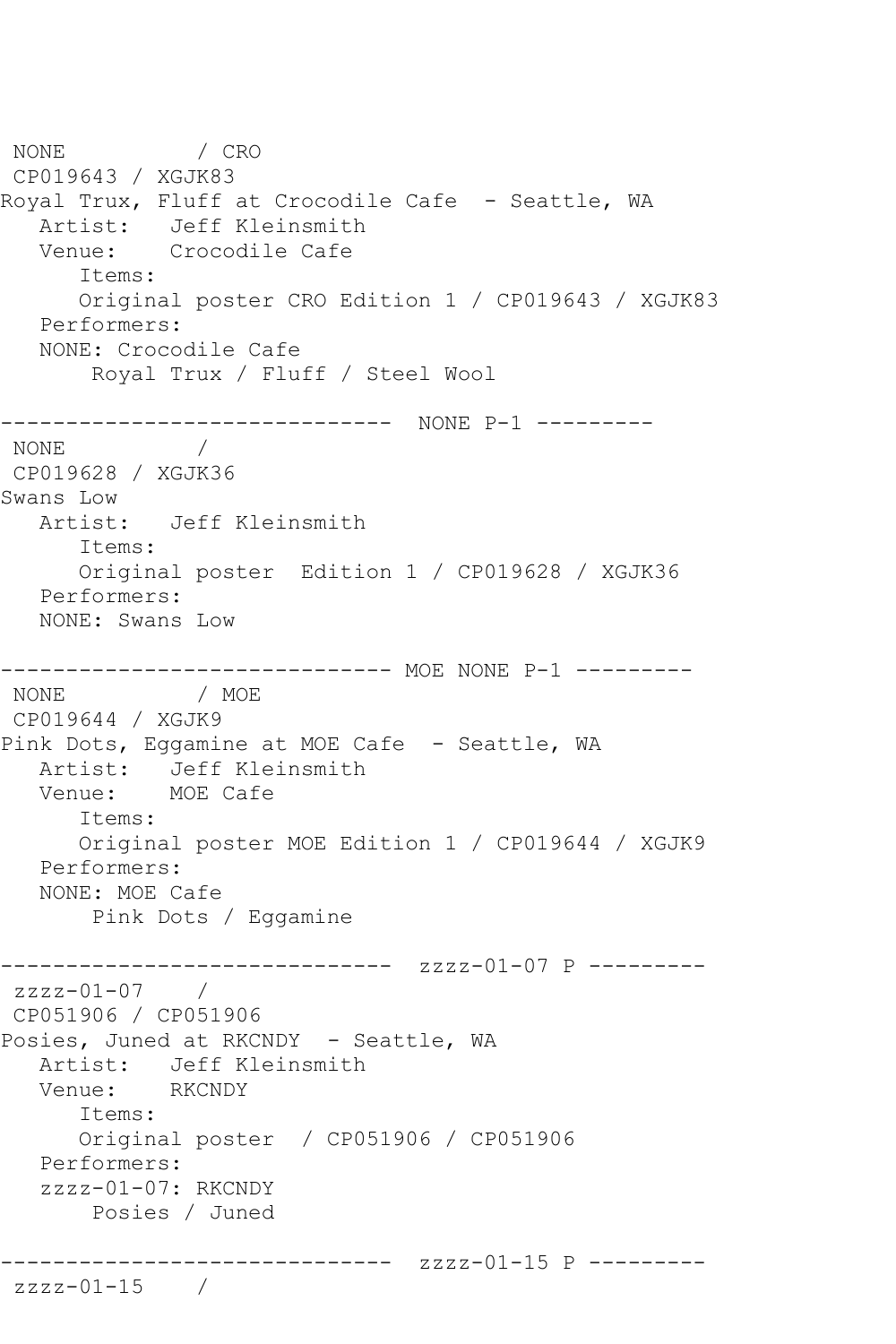```
 NONE          / CRO
 CP019643 / XGJK83
Royal Trux, Fluff at Crocodile Cafe  - Seattle, WA
   Artist:   Jeff Kleinsmith
   Venue:    Crocodile Cafe
      Items:
      Original poster CRO Edition 1 / CP019643 / XGJK83
   Performers:
   NONE: Crocodile Cafe
       Royal Trux / Fluff / Steel Wool

------------------------------  NONE P-1 ---------
 NONE          /
 CP019628 / XGJK36
Swans Low
   Artist:   Jeff Kleinsmith
      Items:
      Original poster  Edition 1 / CP019628 / XGJK36
   Performers:
   NONE: Swans Low

------------------------------ MOE NONE P-1 ---------
 NONE          / MOE
 CP019644 / XGJK9
Pink Dots, Eggamine at MOE Cafe  - Seattle, WA
   Artist:   Jeff Kleinsmith
   Venue:    MOE Cafe
      Items:
      Original poster MOE Edition 1 / CP019644 / XGJK9
   Performers:
   NONE: MOE Cafe
       Pink Dots / Eggamine

------------------------------  zzzz-01-07 P ---------
 zzzz-01-07    /
 CP051906 / CP051906
Posies, Juned at RKCNDY  - Seattle, WA
   Artist:   Jeff Kleinsmith
   Venue:    RKCNDY
      Items:
      Original poster  / CP051906 / CP051906
   Performers:
   zzzz-01-07: RKCNDY
       Posies / Juned

------------------------------  zzzz-01-15 P ---------
 zzzz-01-15    /
```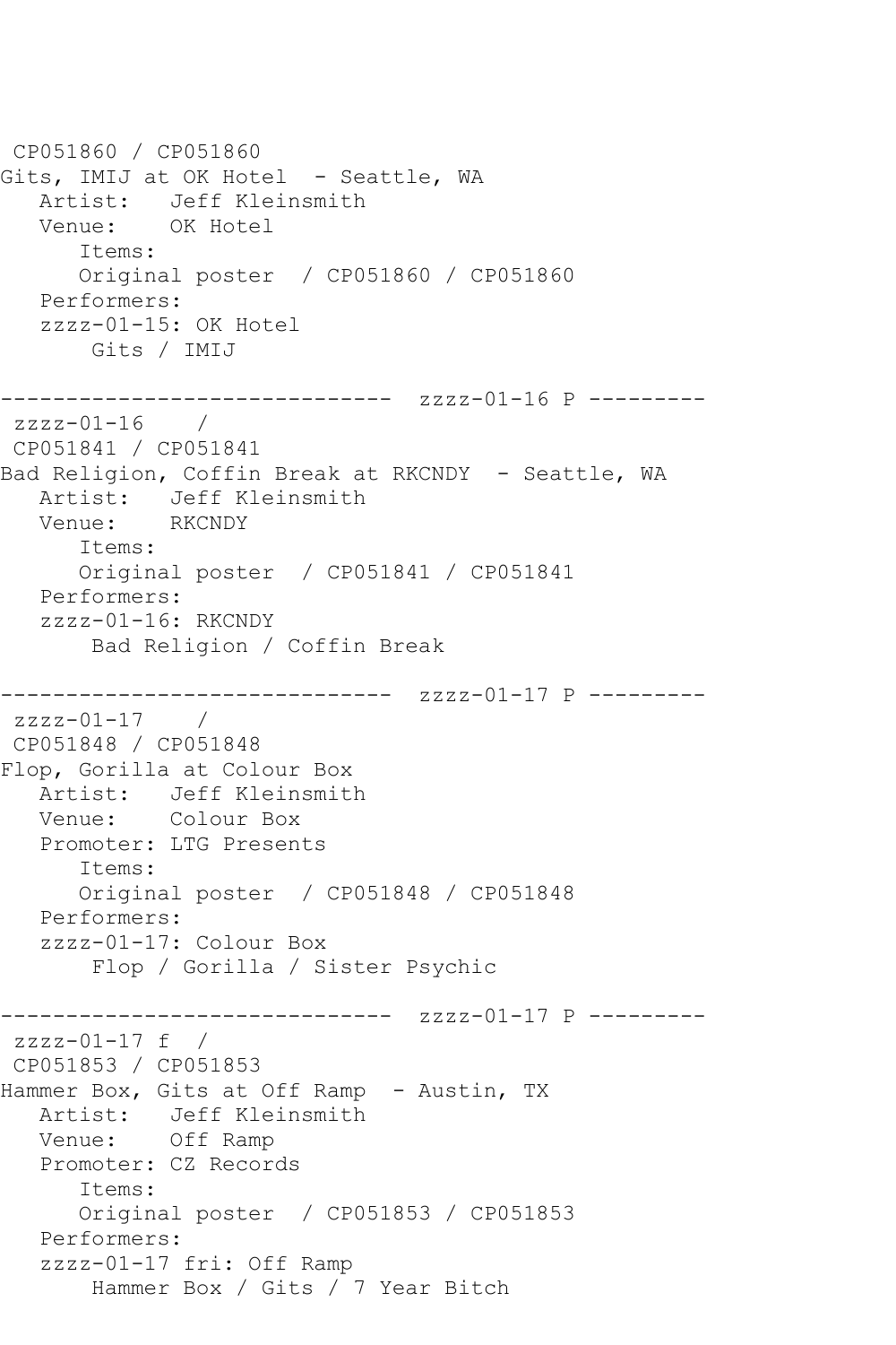CP051860 / CP051860
Gits, IMIJ at OK Hotel  - Seattle, WA
   Artist:   Jeff Kleinsmith
   Venue:    OK Hotel
      Items:
      Original poster  / CP051860 / CP051860
   Performers:
   zzzz-01-15: OK Hotel
       Gits / IMIJ

------------------------------  zzzz-01-16 P ---------
 zzzz-01-16    /
 CP051841 / CP051841
Bad Religion, Coffin Break at RKCNDY  - Seattle, WA
   Artist:   Jeff Kleinsmith
   Venue:    RKCNDY
      Items:
      Original poster  / CP051841 / CP051841
   Performers:
   zzzz-01-16: RKCNDY
       Bad Religion / Coffin Break

------------------------------  zzzz-01-17 P ---------
 zzzz-01-17    /
 CP051848 / CP051848
Flop, Gorilla at Colour Box
   Artist:   Jeff Kleinsmith
   Venue:    Colour Box
   Promoter: LTG Presents
      Items:
      Original poster  / CP051848 / CP051848
   Performers:
   zzzz-01-17: Colour Box
       Flop / Gorilla / Sister Psychic

------------------------------  zzzz-01-17 P ---------
 zzzz-01-17 f  /
 CP051853 / CP051853
Hammer Box, Gits at Off Ramp  - Austin, TX
   Artist:   Jeff Kleinsmith
   Venue:    Off Ramp
   Promoter: CZ Records
      Items:
      Original poster  / CP051853 / CP051853
   Performers:
   zzzz-01-17 fri: Off Ramp
       Hammer Box / Gits / 7 Year Bitch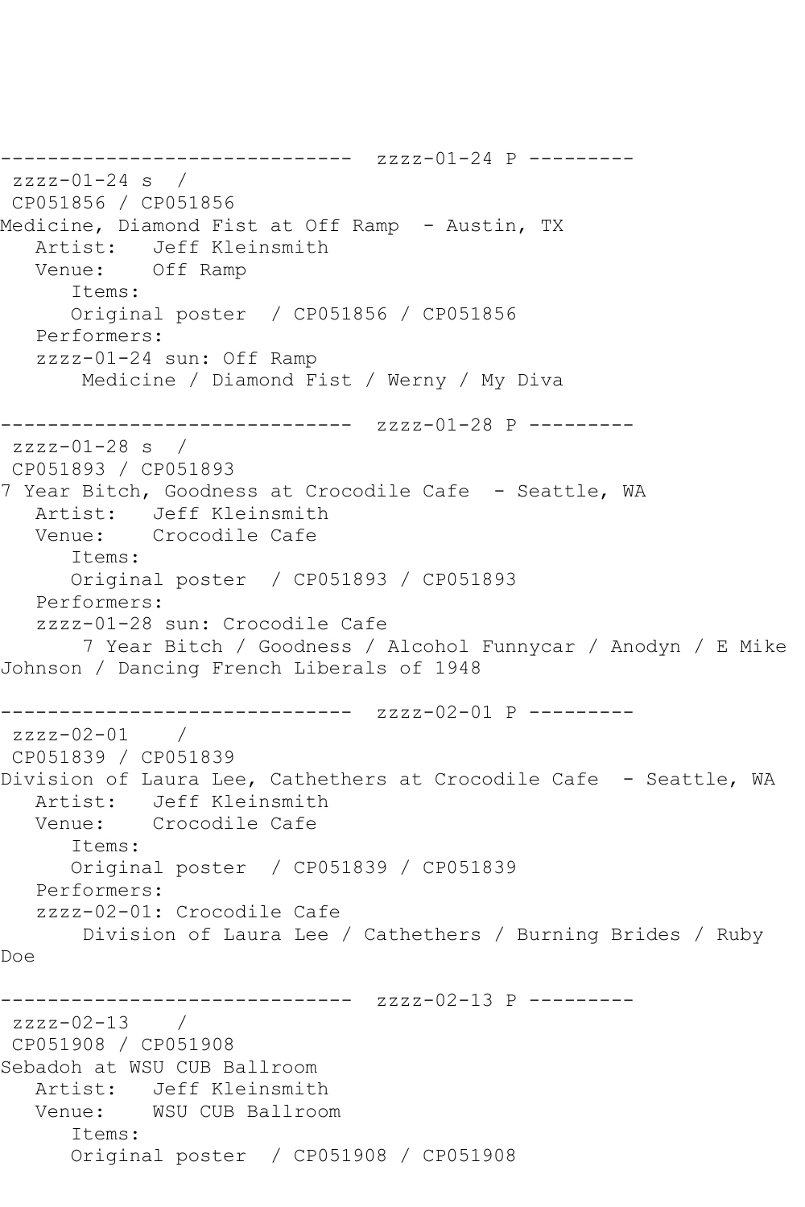```
------------------------------  zzzz-01-24 P ---------
 zzzz-01-24 s  / 
 CP051856 / CP051856
Medicine, Diamond Fist at Off Ramp  - Austin, TX
   Artist:   Jeff Kleinsmith
   Venue:    Off Ramp
      Items:
      Original poster  / CP051856 / CP051856
   Performers:
   zzzz-01-24 sun: Off Ramp
       Medicine / Diamond Fist / Werny / My Diva

------------------------------  zzzz-01-28 P ---------
 zzzz-01-28 s  / 
 CP051893 / CP051893
7 Year Bitch, Goodness at Crocodile Cafe  - Seattle, WA
   Artist:   Jeff Kleinsmith
   Venue:    Crocodile Cafe
      Items:
      Original poster  / CP051893 / CP051893
   Performers:
   zzzz-01-28 sun: Crocodile Cafe
       7 Year Bitch / Goodness / Alcohol Funnycar / Anodyn / E Mike 
Johnson / Dancing French Liberals of 1948

------------------------------  zzzz-02-01 P ---------
 zzzz-02-01    / 
 CP051839 / CP051839
Division of Laura Lee, Cathethers at Crocodile Cafe  - Seattle, WA
   Artist:   Jeff Kleinsmith
   Venue:    Crocodile Cafe
      Items:
      Original poster  / CP051839 / CP051839
   Performers:
   zzzz-02-01: Crocodile Cafe
       Division of Laura Lee / Cathethers / Burning Brides / Ruby 
Doe

------------------------------  zzzz-02-13 P ---------
 zzzz-02-13    / 
 CP051908 / CP051908
Sebadoh at WSU CUB Ballroom
   Artist:   Jeff Kleinsmith
   Venue:    WSU CUB Ballroom
      Items:
      Original poster  / CP051908 / CP051908
```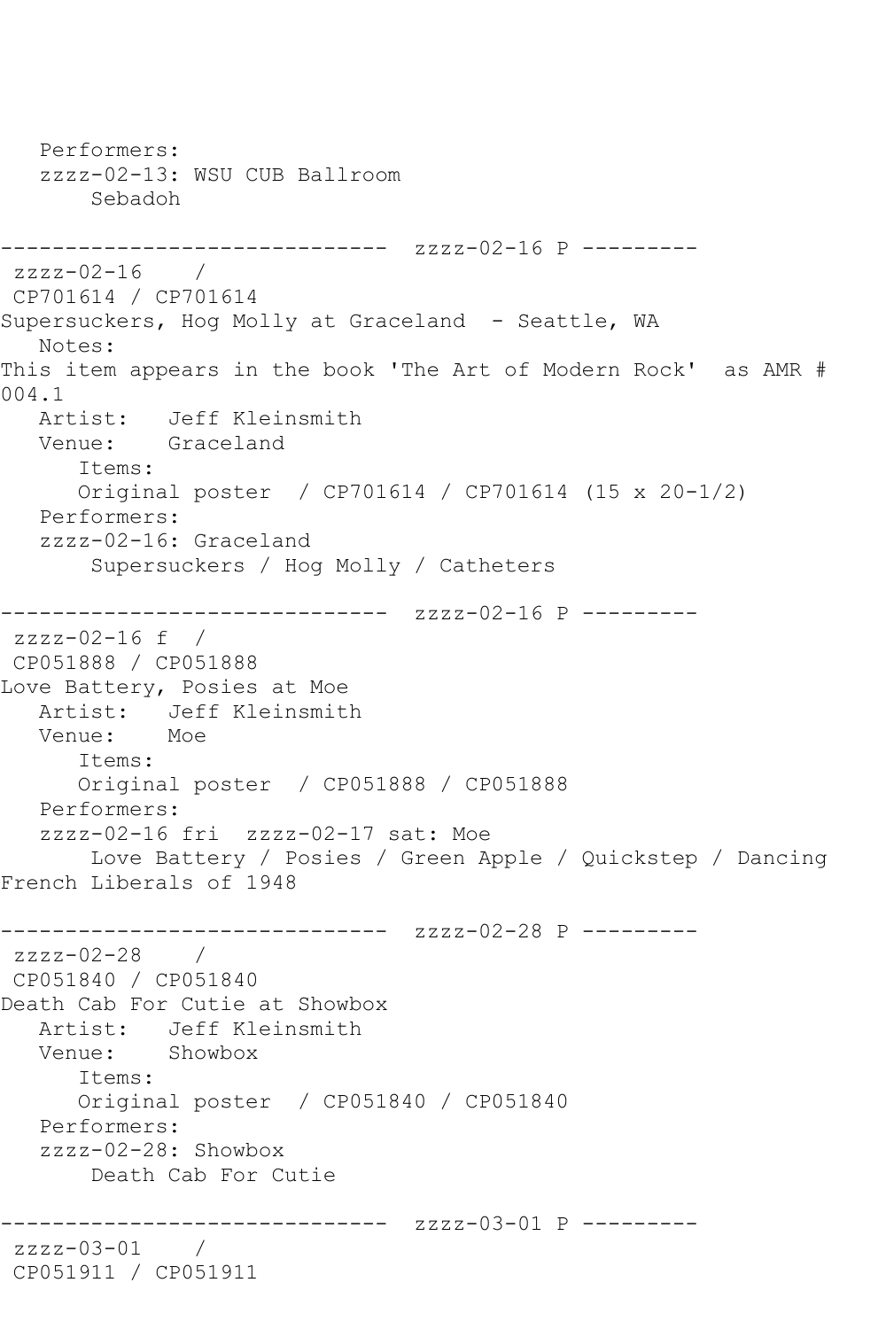Performers:
zzzz-02-13: WSU CUB Ballroom
Sebadoh

------------------------------ zzzz-02-16 P ---------
zzzz-02-16 /
CP701614 / CP701614
Supersuckers, Hog Molly at Graceland - Seattle, WA
Notes:
This item appears in the book 'The Art of Modern Rock' as AMR # 004.1
Artist: Jeff Kleinsmith
Venue: Graceland
Items:
Original poster / CP701614 / CP701614 (15 x 20-1/2)
Performers:
zzzz-02-16: Graceland
Supersuckers / Hog Molly / Catheters

------------------------------ zzzz-02-16 P ---------
zzzz-02-16 f /
CP051888 / CP051888
Love Battery, Posies at Moe
Artist: Jeff Kleinsmith
Venue: Moe
Items:
Original poster / CP051888 / CP051888
Performers:
zzzz-02-16 fri zzzz-02-17 sat: Moe
Love Battery / Posies / Green Apple / Quickstep / Dancing French Liberals of 1948

------------------------------ zzzz-02-28 P ---------
zzzz-02-28 /
CP051840 / CP051840
Death Cab For Cutie at Showbox
Artist: Jeff Kleinsmith
Venue: Showbox
Items:
Original poster / CP051840 / CP051840
Performers:
zzzz-02-28: Showbox
Death Cab For Cutie

------------------------------ zzzz-03-01 P ---------
zzzz-03-01 /
CP051911 / CP051911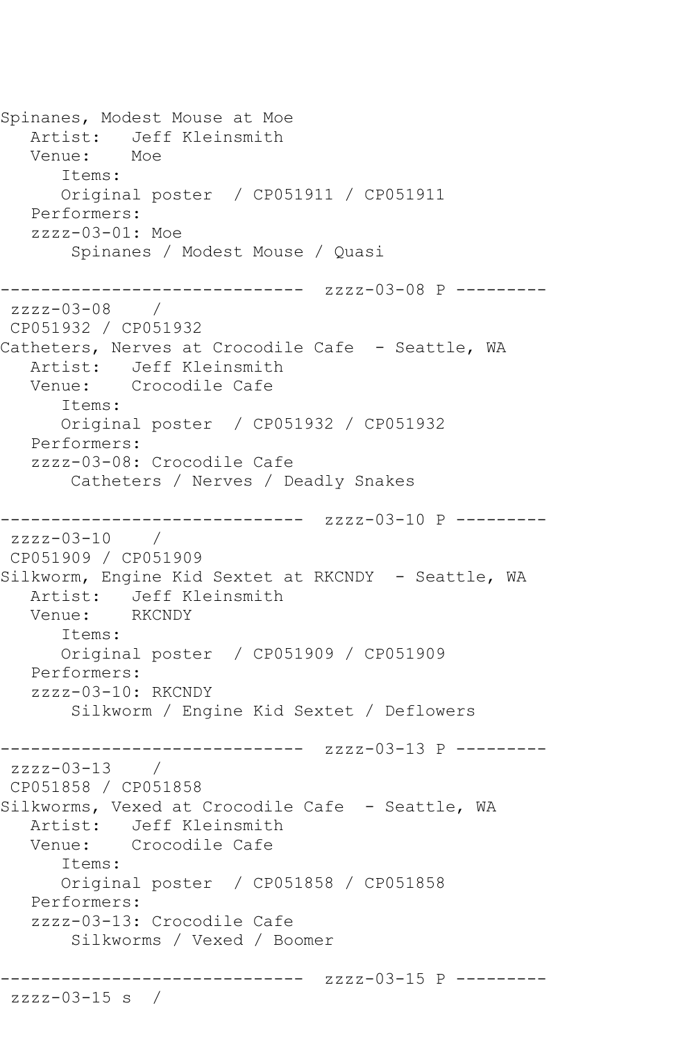Spinanes, Modest Mouse at Moe
   Artist:   Jeff Kleinsmith
   Venue:    Moe
      Items:
      Original poster  / CP051911 / CP051911
   Performers:
   zzzz-03-01: Moe
       Spinanes / Modest Mouse / Quasi

------------------------------  zzzz-03-08 P ---------
 zzzz-03-08    /
 CP051932 / CP051932
Catheters, Nerves at Crocodile Cafe  - Seattle, WA
   Artist:   Jeff Kleinsmith
   Venue:    Crocodile Cafe
      Items:
      Original poster  / CP051932 / CP051932
   Performers:
   zzzz-03-08: Crocodile Cafe
       Catheters / Nerves / Deadly Snakes

------------------------------  zzzz-03-10 P ---------
 zzzz-03-10    /
 CP051909 / CP051909
Silkworm, Engine Kid Sextet at RKCNDY  - Seattle, WA
   Artist:   Jeff Kleinsmith
   Venue:    RKCNDY
      Items:
      Original poster  / CP051909 / CP051909
   Performers:
   zzzz-03-10: RKCNDY
       Silkworm / Engine Kid Sextet / Deflowers

------------------------------  zzzz-03-13 P ---------
 zzzz-03-13    /
 CP051858 / CP051858
Silkworms, Vexed at Crocodile Cafe  - Seattle, WA
   Artist:   Jeff Kleinsmith
   Venue:    Crocodile Cafe
      Items:
      Original poster  / CP051858 / CP051858
   Performers:
   zzzz-03-13: Crocodile Cafe
       Silkworms / Vexed / Boomer

------------------------------  zzzz-03-15 P ---------
 zzzz-03-15 s  /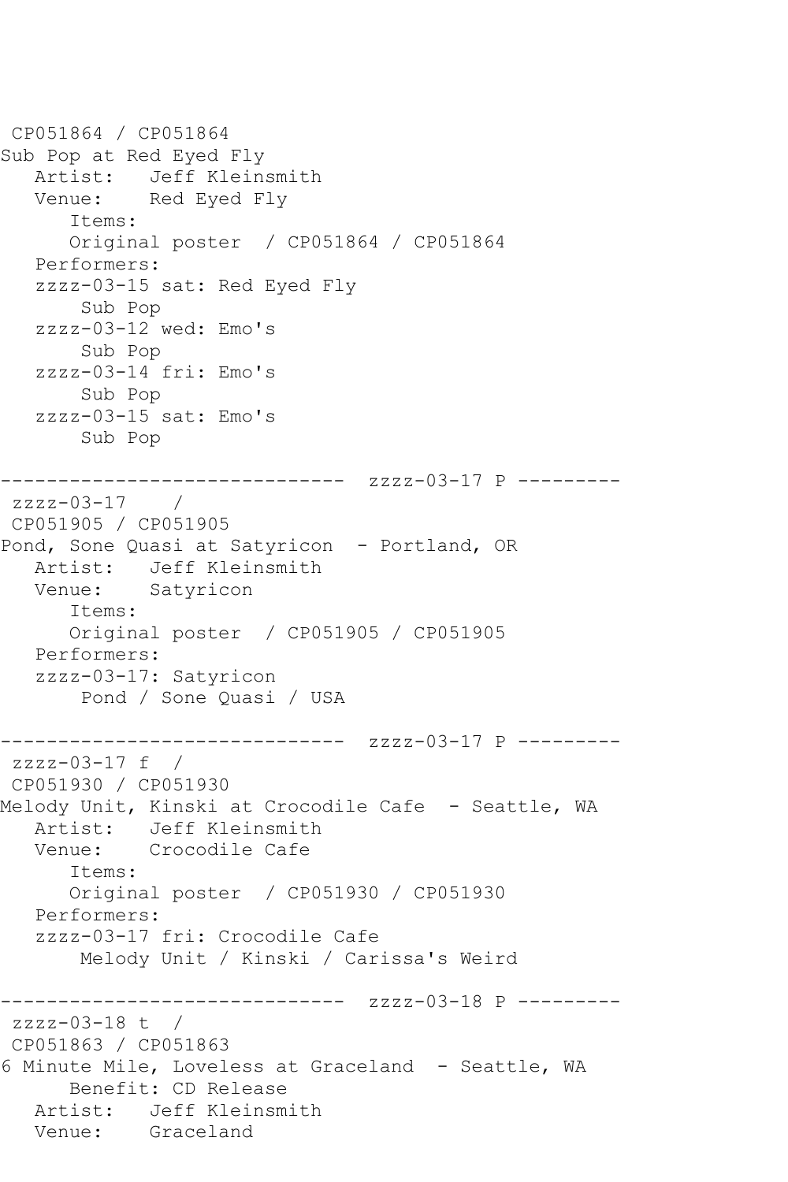CP051864 / CP051864
Sub Pop at Red Eyed Fly
   Artist:   Jeff Kleinsmith
   Venue:    Red Eyed Fly
      Items:
      Original poster  / CP051864 / CP051864
   Performers:
   zzzz-03-15 sat: Red Eyed Fly
       Sub Pop
   zzzz-03-12 wed: Emo's
       Sub Pop
   zzzz-03-14 fri: Emo's
       Sub Pop
   zzzz-03-15 sat: Emo's
       Sub Pop

------------------------------  zzzz-03-17 P ---------
 zzzz-03-17    /
 CP051905 / CP051905
Pond, Sone Quasi at Satyricon  - Portland, OR
   Artist:   Jeff Kleinsmith
   Venue:    Satyricon
      Items:
      Original poster  / CP051905 / CP051905
   Performers:
   zzzz-03-17: Satyricon
       Pond / Sone Quasi / USA

------------------------------  zzzz-03-17 P ---------
 zzzz-03-17 f  /
 CP051930 / CP051930
Melody Unit, Kinski at Crocodile Cafe  - Seattle, WA
   Artist:   Jeff Kleinsmith
   Venue:    Crocodile Cafe
      Items:
      Original poster  / CP051930 / CP051930
   Performers:
   zzzz-03-17 fri: Crocodile Cafe
       Melody Unit / Kinski / Carissa's Weird

------------------------------  zzzz-03-18 P ---------
 zzzz-03-18 t  /
 CP051863 / CP051863
6 Minute Mile, Loveless at Graceland  - Seattle, WA
      Benefit: CD Release
   Artist:   Jeff Kleinsmith
   Venue:    Graceland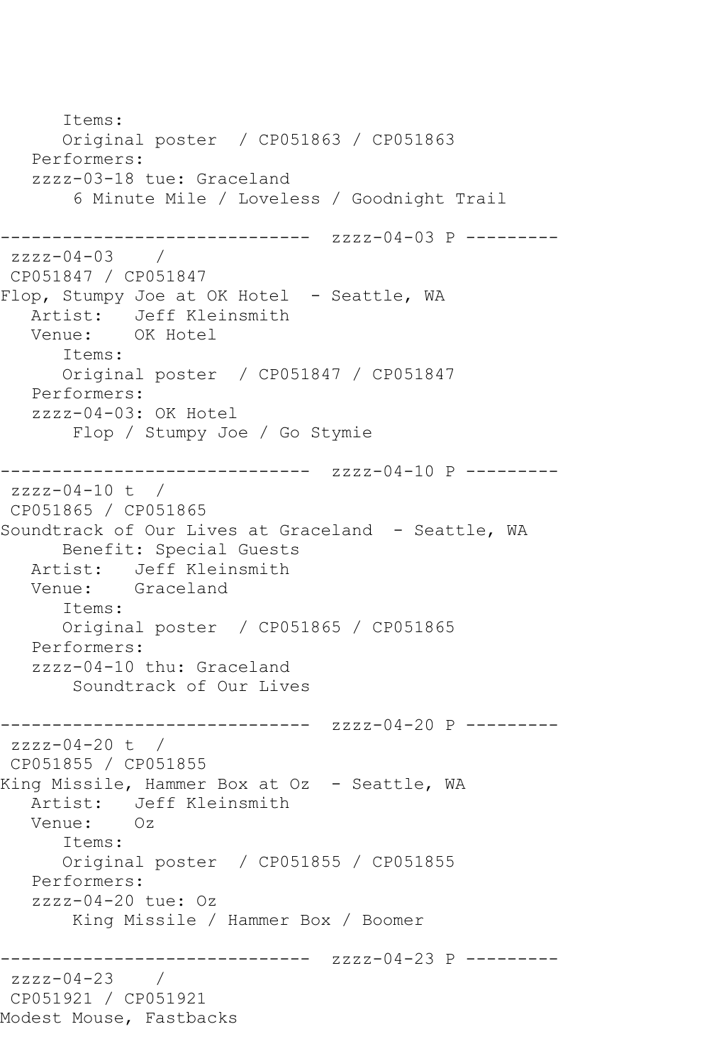```
      Items:
      Original poster  / CP051863 / CP051863
   Performers:
   zzzz-03-18 tue: Graceland
       6 Minute Mile / Loveless / Goodnight Trail

------------------------------  zzzz-04-03 P ---------
 zzzz-04-03    /
 CP051847 / CP051847
Flop, Stumpy Joe at OK Hotel  - Seattle, WA
   Artist:   Jeff Kleinsmith
   Venue:    OK Hotel
      Items:
      Original poster  / CP051847 / CP051847
   Performers:
   zzzz-04-03: OK Hotel
       Flop / Stumpy Joe / Go Stymie

------------------------------  zzzz-04-10 P ---------
 zzzz-04-10 t  /
 CP051865 / CP051865
Soundtrack of Our Lives at Graceland  - Seattle, WA
      Benefit: Special Guests
   Artist:   Jeff Kleinsmith
   Venue:    Graceland
      Items:
      Original poster  / CP051865 / CP051865
   Performers:
   zzzz-04-10 thu: Graceland
       Soundtrack of Our Lives

------------------------------  zzzz-04-20 P ---------
 zzzz-04-20 t  /
 CP051855 / CP051855
King Missile, Hammer Box at Oz  - Seattle, WA
   Artist:   Jeff Kleinsmith
   Venue:    Oz
      Items:
      Original poster  / CP051855 / CP051855
   Performers:
   zzzz-04-20 tue: Oz
       King Missile / Hammer Box / Boomer

------------------------------  zzzz-04-23 P ---------
 zzzz-04-23    /
 CP051921 / CP051921
Modest Mouse, Fastbacks
```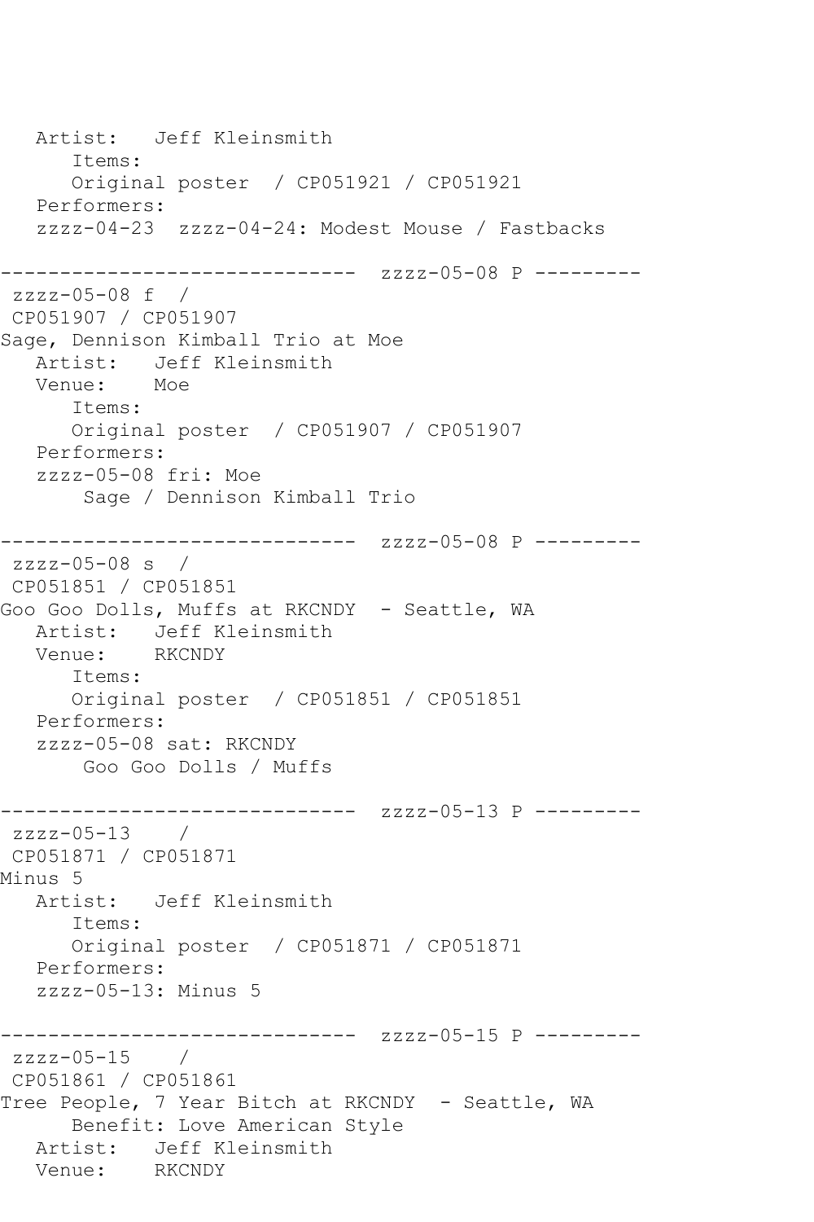```
   Artist:   Jeff Kleinsmith
      Items:
      Original poster  / CP051921 / CP051921
   Performers:
   zzzz-04-23  zzzz-04-24: Modest Mouse / Fastbacks

------------------------------  zzzz-05-08 P ---------
 zzzz-05-08 f  /
 CP051907 / CP051907
Sage, Dennison Kimball Trio at Moe
   Artist:   Jeff Kleinsmith
   Venue:    Moe
      Items:
      Original poster  / CP051907 / CP051907
   Performers:
   zzzz-05-08 fri: Moe
       Sage / Dennison Kimball Trio

------------------------------  zzzz-05-08 P ---------
 zzzz-05-08 s  /
 CP051851 / CP051851
Goo Goo Dolls, Muffs at RKCNDY  - Seattle, WA
   Artist:   Jeff Kleinsmith
   Venue:    RKCNDY
      Items:
      Original poster  / CP051851 / CP051851
   Performers:
   zzzz-05-08 sat: RKCNDY
       Goo Goo Dolls / Muffs

------------------------------  zzzz-05-13 P ---------
 zzzz-05-13    /
 CP051871 / CP051871
Minus 5
   Artist:   Jeff Kleinsmith
      Items:
      Original poster  / CP051871 / CP051871
   Performers:
   zzzz-05-13: Minus 5

------------------------------  zzzz-05-15 P ---------
 zzzz-05-15    /
 CP051861 / CP051861
Tree People, 7 Year Bitch at RKCNDY  - Seattle, WA
      Benefit: Love American Style
   Artist:   Jeff Kleinsmith
   Venue:    RKCNDY
```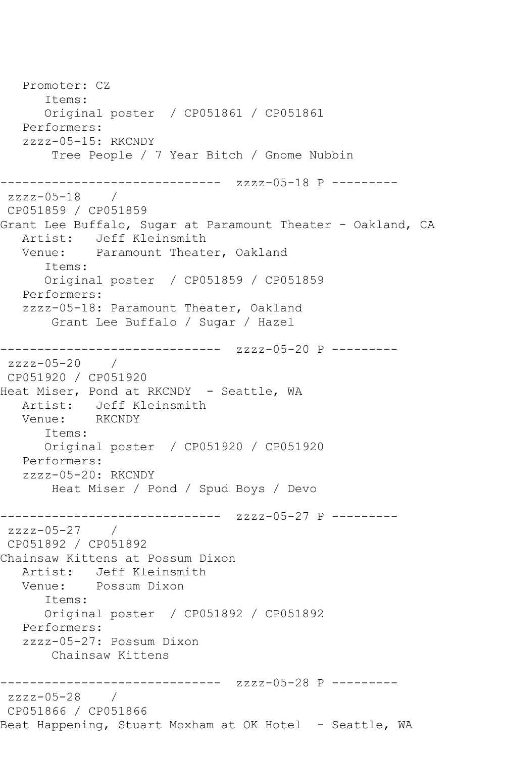```
   Promoter: CZ
      Items:
      Original poster  / CP051861 / CP051861
   Performers:
   zzzz-05-15: RKCNDY
       Tree People / 7 Year Bitch / Gnome Nubbin

------------------------------  zzzz-05-18 P ---------
 zzzz-05-18    /
 CP051859 / CP051859
Grant Lee Buffalo, Sugar at Paramount Theater - Oakland, CA
   Artist:   Jeff Kleinsmith
   Venue:    Paramount Theater, Oakland
      Items:
      Original poster  / CP051859 / CP051859
   Performers:
   zzzz-05-18: Paramount Theater, Oakland
       Grant Lee Buffalo / Sugar / Hazel

------------------------------  zzzz-05-20 P ---------
 zzzz-05-20    /
 CP051920 / CP051920
Heat Miser, Pond at RKCNDY  - Seattle, WA
   Artist:   Jeff Kleinsmith
   Venue:    RKCNDY
      Items:
      Original poster  / CP051920 / CP051920
   Performers:
   zzzz-05-20: RKCNDY
       Heat Miser / Pond / Spud Boys / Devo

------------------------------  zzzz-05-27 P ---------
 zzzz-05-27    /
 CP051892 / CP051892
Chainsaw Kittens at Possum Dixon
   Artist:   Jeff Kleinsmith
   Venue:    Possum Dixon
      Items:
      Original poster  / CP051892 / CP051892
   Performers:
   zzzz-05-27: Possum Dixon
       Chainsaw Kittens

------------------------------  zzzz-05-28 P ---------
 zzzz-05-28    /
 CP051866 / CP051866
Beat Happening, Stuart Moxham at OK Hotel  - Seattle, WA
```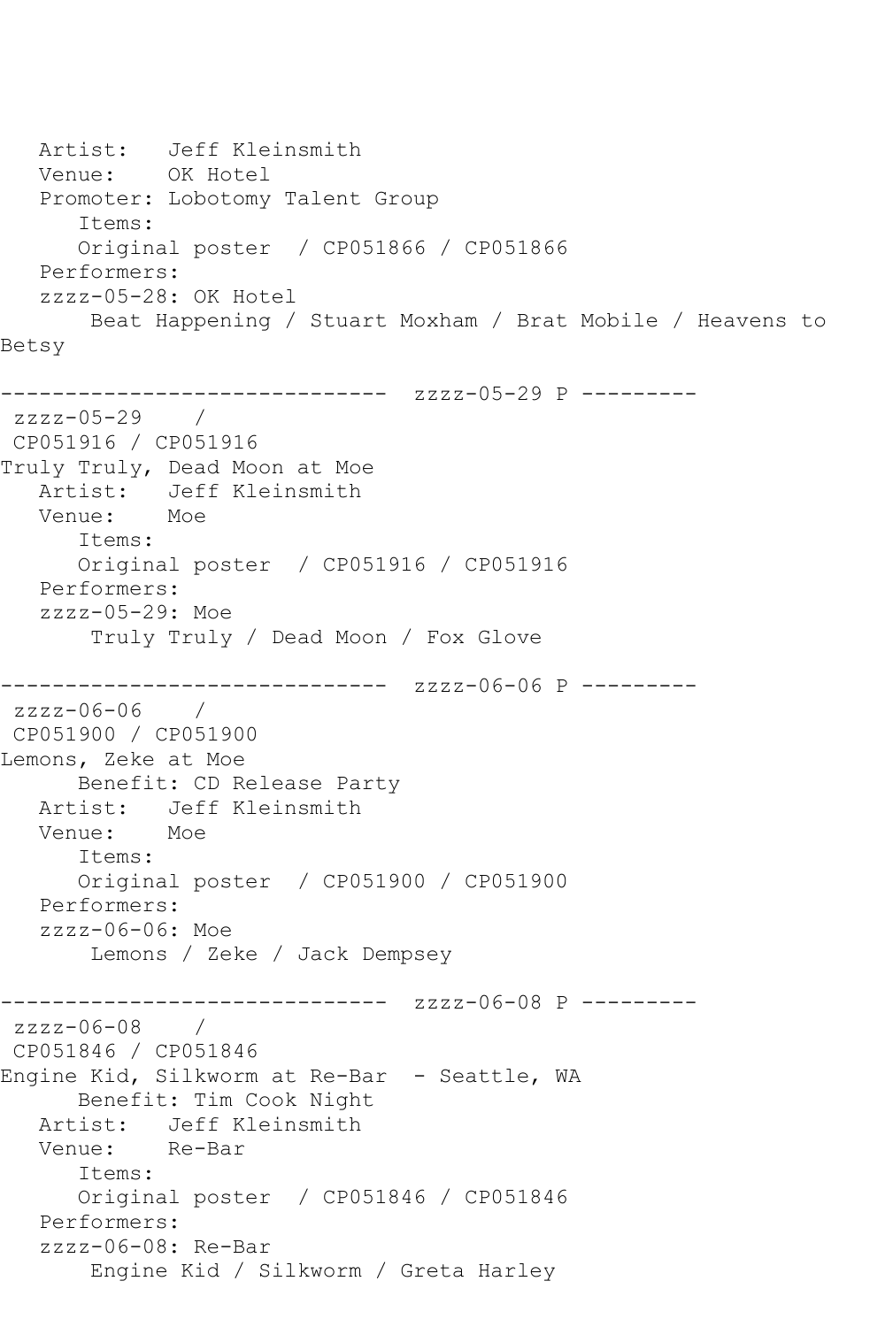```
   Artist:   Jeff Kleinsmith
   Venue:    OK Hotel
   Promoter: Lobotomy Talent Group
      Items:
      Original poster  / CP051866 / CP051866
   Performers:
   zzzz-05-28: OK Hotel
       Beat Happening / Stuart Moxham / Brat Mobile / Heavens to 
Betsy

------------------------------  zzzz-05-29 P ---------
 zzzz-05-29    / 
 CP051916 / CP051916
Truly Truly, Dead Moon at Moe
   Artist:   Jeff Kleinsmith
   Venue:    Moe
      Items:
      Original poster  / CP051916 / CP051916
   Performers:
   zzzz-05-29: Moe
       Truly Truly / Dead Moon / Fox Glove

------------------------------  zzzz-06-06 P ---------
 zzzz-06-06    / 
 CP051900 / CP051900
Lemons, Zeke at Moe
      Benefit: CD Release Party
   Artist:   Jeff Kleinsmith
   Venue:    Moe
      Items:
      Original poster  / CP051900 / CP051900
   Performers:
   zzzz-06-06: Moe
       Lemons / Zeke / Jack Dempsey

------------------------------  zzzz-06-08 P ---------
 zzzz-06-08    / 
 CP051846 / CP051846
Engine Kid, Silkworm at Re-Bar  - Seattle, WA
      Benefit: Tim Cook Night
   Artist:   Jeff Kleinsmith
   Venue:    Re-Bar
      Items:
      Original poster  / CP051846 / CP051846
   Performers:
   zzzz-06-08: Re-Bar
       Engine Kid / Silkworm / Greta Harley
```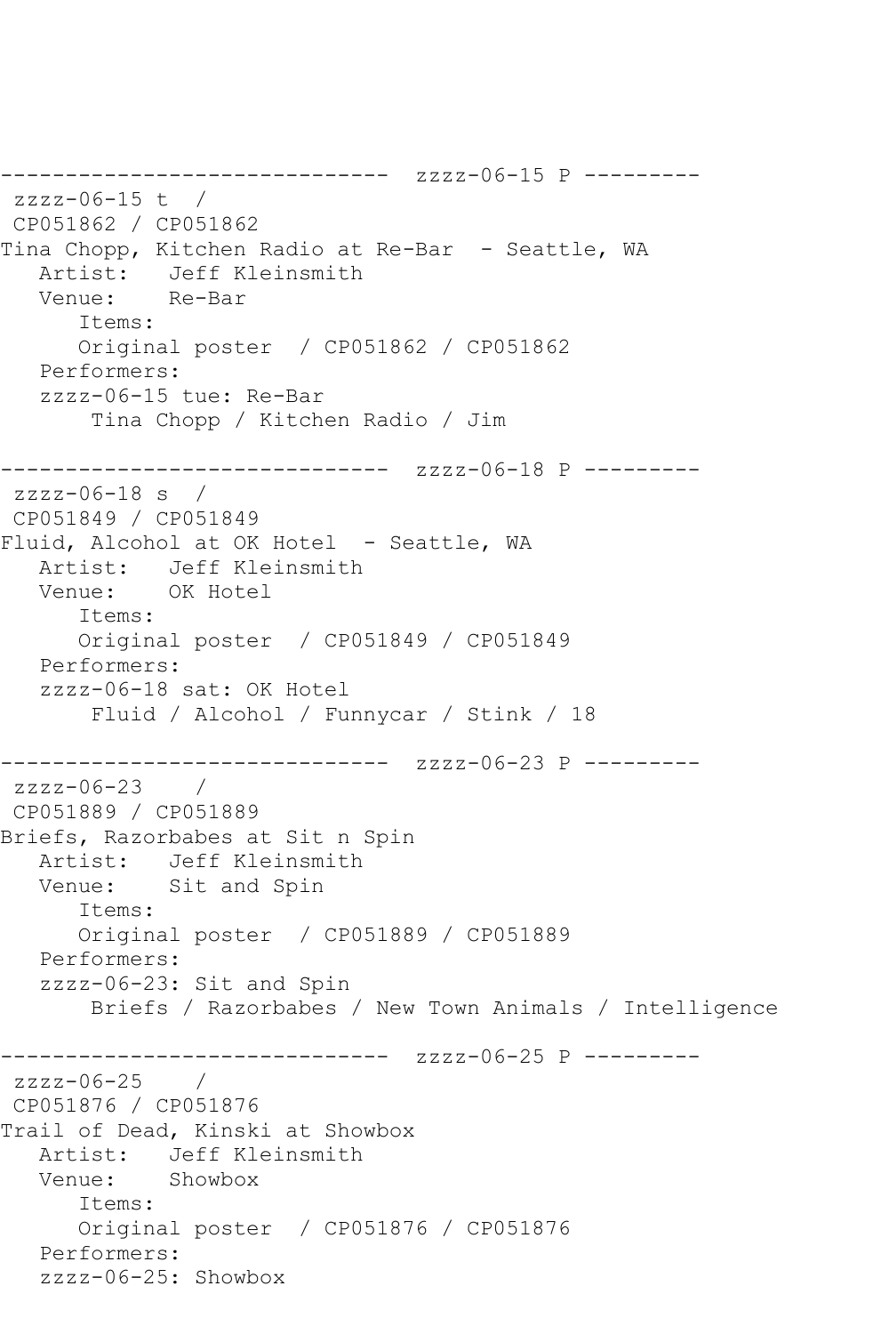```
------------------------------  zzzz-06-15 P ---------
 zzzz-06-15 t  /
 CP051862 / CP051862
Tina Chopp, Kitchen Radio at Re-Bar  - Seattle, WA
   Artist:   Jeff Kleinsmith
   Venue:    Re-Bar
      Items:
      Original poster  / CP051862 / CP051862
   Performers:
   zzzz-06-15 tue: Re-Bar
       Tina Chopp / Kitchen Radio / Jim

------------------------------  zzzz-06-18 P ---------
 zzzz-06-18 s  /
 CP051849 / CP051849
Fluid, Alcohol at OK Hotel  - Seattle, WA
   Artist:   Jeff Kleinsmith
   Venue:    OK Hotel
      Items:
      Original poster  / CP051849 / CP051849
   Performers:
   zzzz-06-18 sat: OK Hotel
       Fluid / Alcohol / Funnycar / Stink / 18

------------------------------  zzzz-06-23 P ---------
 zzzz-06-23    /
 CP051889 / CP051889
Briefs, Razorbabes at Sit n Spin
   Artist:   Jeff Kleinsmith
   Venue:    Sit and Spin
      Items:
      Original poster  / CP051889 / CP051889
   Performers:
   zzzz-06-23: Sit and Spin
       Briefs / Razorbabes / New Town Animals / Intelligence

------------------------------  zzzz-06-25 P ---------
 zzzz-06-25    /
 CP051876 / CP051876
Trail of Dead, Kinski at Showbox
   Artist:   Jeff Kleinsmith
   Venue:    Showbox
      Items:
      Original poster  / CP051876 / CP051876
   Performers:
   zzzz-06-25: Showbox
```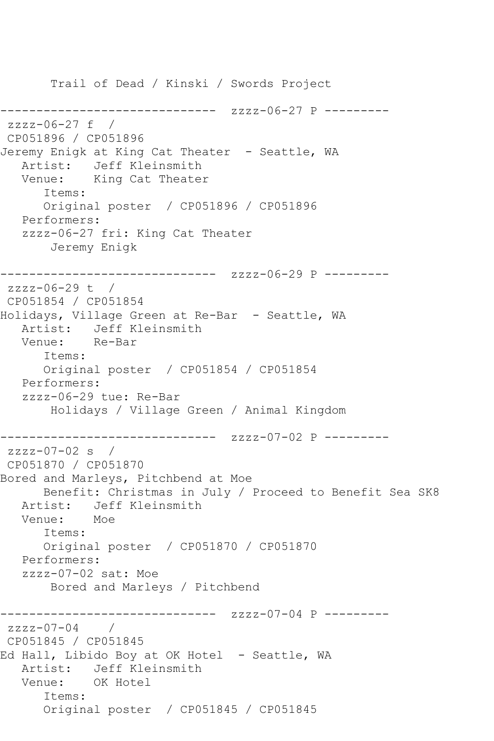```
       Trail of Dead / Kinski / Swords Project

------------------------------  zzzz-06-27 P ---------
 zzzz-06-27 f  /
 CP051896 / CP051896
Jeremy Enigk at King Cat Theater  - Seattle, WA
   Artist:   Jeff Kleinsmith
   Venue:    King Cat Theater
      Items:
      Original poster  / CP051896 / CP051896
   Performers:
   zzzz-06-27 fri: King Cat Theater
       Jeremy Enigk

------------------------------  zzzz-06-29 P ---------
 zzzz-06-29 t  /
 CP051854 / CP051854
Holidays, Village Green at Re-Bar  - Seattle, WA
   Artist:   Jeff Kleinsmith
   Venue:    Re-Bar
      Items:
      Original poster  / CP051854 / CP051854
   Performers:
   zzzz-06-29 tue: Re-Bar
       Holidays / Village Green / Animal Kingdom

------------------------------  zzzz-07-02 P ---------
 zzzz-07-02 s  /
 CP051870 / CP051870
Bored and Marleys, Pitchbend at Moe
      Benefit: Christmas in July / Proceed to Benefit Sea SK8
   Artist:   Jeff Kleinsmith
   Venue:    Moe
      Items:
      Original poster  / CP051870 / CP051870
   Performers:
   zzzz-07-02 sat: Moe
       Bored and Marleys / Pitchbend

------------------------------  zzzz-07-04 P ---------
 zzzz-07-04    /
 CP051845 / CP051845
Ed Hall, Libido Boy at OK Hotel  - Seattle, WA
   Artist:   Jeff Kleinsmith
   Venue:    OK Hotel
      Items:
      Original poster  / CP051845 / CP051845
```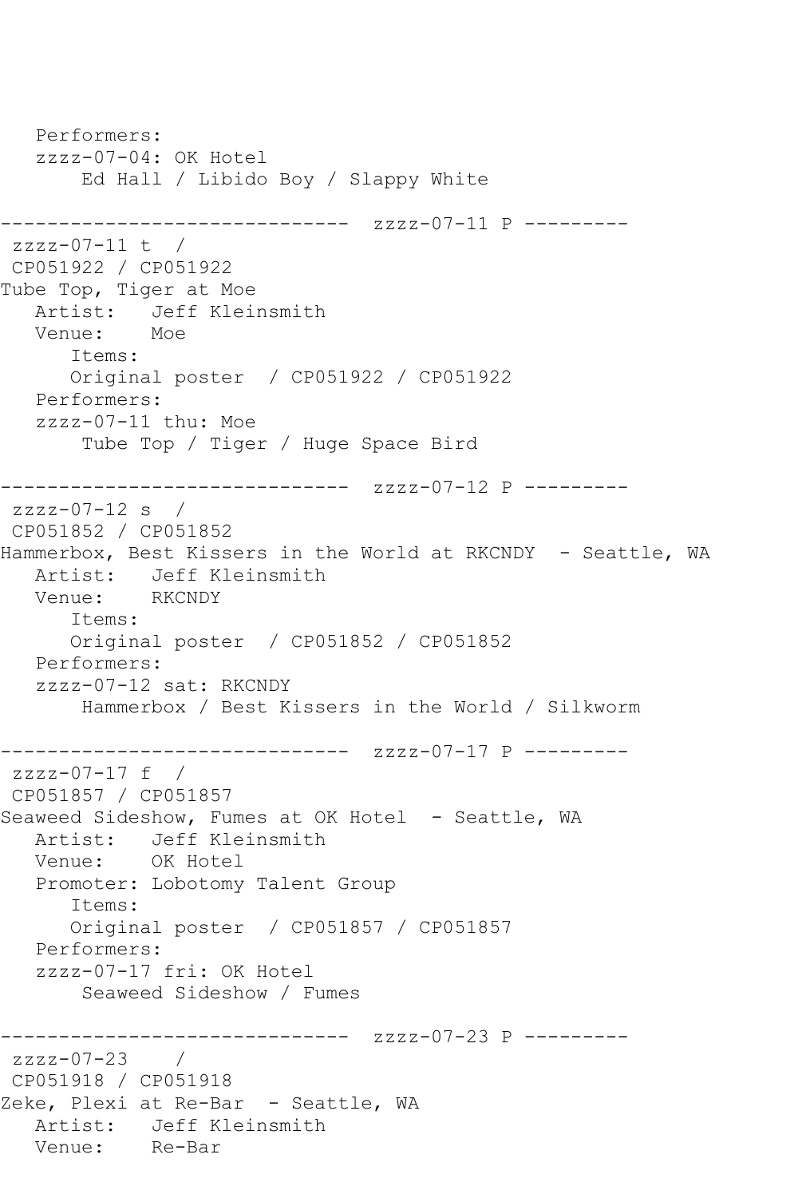```
   Performers:
   zzzz-07-04: OK Hotel
       Ed Hall / Libido Boy / Slappy White

------------------------------  zzzz-07-11 P ---------
 zzzz-07-11 t  /
 CP051922 / CP051922
Tube Top, Tiger at Moe
   Artist:   Jeff Kleinsmith
   Venue:    Moe
      Items:
      Original poster  / CP051922 / CP051922
   Performers:
   zzzz-07-11 thu: Moe
       Tube Top / Tiger / Huge Space Bird

------------------------------  zzzz-07-12 P ---------
 zzzz-07-12 s  /
 CP051852 / CP051852
Hammerbox, Best Kissers in the World at RKCNDY  - Seattle, WA
   Artist:   Jeff Kleinsmith
   Venue:    RKCNDY
      Items:
      Original poster  / CP051852 / CP051852
   Performers:
   zzzz-07-12 sat: RKCNDY
       Hammerbox / Best Kissers in the World / Silkworm

------------------------------  zzzz-07-17 P ---------
 zzzz-07-17 f  /
 CP051857 / CP051857
Seaweed Sideshow, Fumes at OK Hotel  - Seattle, WA
   Artist:   Jeff Kleinsmith
   Venue:    OK Hotel
   Promoter: Lobotomy Talent Group
      Items:
      Original poster  / CP051857 / CP051857
   Performers:
   zzzz-07-17 fri: OK Hotel
       Seaweed Sideshow / Fumes

------------------------------  zzzz-07-23 P ---------
 zzzz-07-23    /
 CP051918 / CP051918
Zeke, Plexi at Re-Bar  - Seattle, WA
   Artist:   Jeff Kleinsmith
   Venue:    Re-Bar
```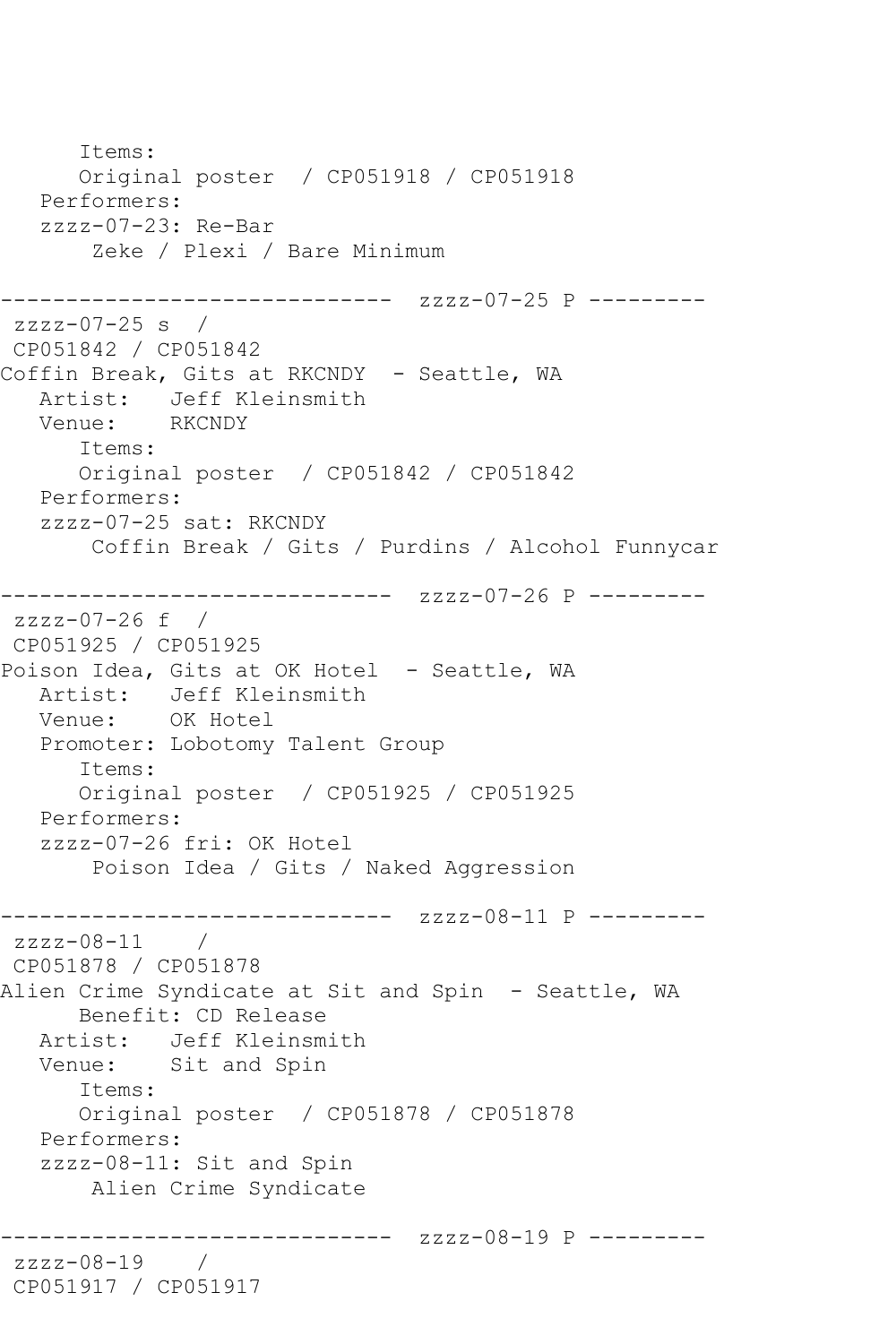```
      Items:
      Original poster  / CP051918 / CP051918
   Performers:
   zzzz-07-23: Re-Bar
       Zeke / Plexi / Bare Minimum

------------------------------  zzzz-07-25 P ---------
 zzzz-07-25 s  /
 CP051842 / CP051842
Coffin Break, Gits at RKCNDY  - Seattle, WA
   Artist:   Jeff Kleinsmith
   Venue:    RKCNDY
      Items:
      Original poster  / CP051842 / CP051842
   Performers:
   zzzz-07-25 sat: RKCNDY
       Coffin Break / Gits / Purdins / Alcohol Funnycar

------------------------------  zzzz-07-26 P ---------
 zzzz-07-26 f  /
 CP051925 / CP051925
Poison Idea, Gits at OK Hotel  - Seattle, WA
   Artist:   Jeff Kleinsmith
   Venue:    OK Hotel
   Promoter: Lobotomy Talent Group
      Items:
      Original poster  / CP051925 / CP051925
   Performers:
   zzzz-07-26 fri: OK Hotel
       Poison Idea / Gits / Naked Aggression

------------------------------  zzzz-08-11 P ---------
 zzzz-08-11    /
 CP051878 / CP051878
Alien Crime Syndicate at Sit and Spin  - Seattle, WA
      Benefit: CD Release
   Artist:   Jeff Kleinsmith
   Venue:    Sit and Spin
      Items:
      Original poster  / CP051878 / CP051878
   Performers:
   zzzz-08-11: Sit and Spin
       Alien Crime Syndicate

------------------------------  zzzz-08-19 P ---------
 zzzz-08-19    /
 CP051917 / CP051917
```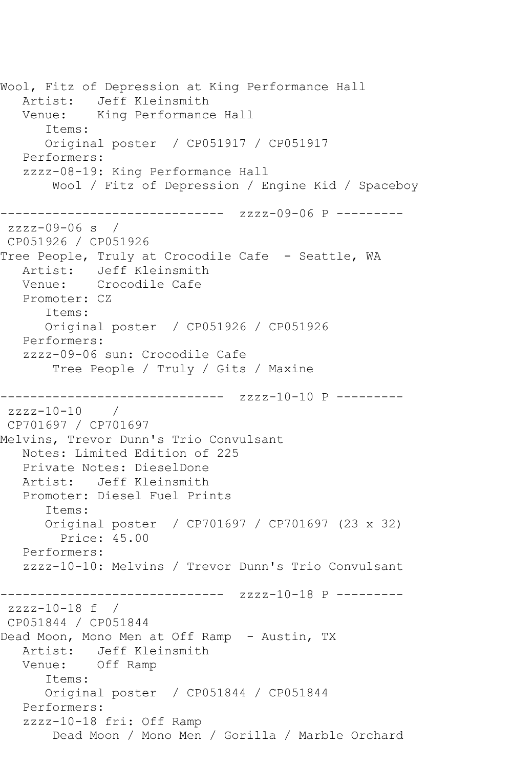```
Wool, Fitz of Depression at King Performance Hall
   Artist:   Jeff Kleinsmith
   Venue:    King Performance Hall
      Items:
      Original poster  / CP051917 / CP051917
   Performers:
   zzzz-08-19: King Performance Hall
       Wool / Fitz of Depression / Engine Kid / Spaceboy

------------------------------  zzzz-09-06 P ---------
 zzzz-09-06 s  /
 CP051926 / CP051926
Tree People, Truly at Crocodile Cafe  - Seattle, WA
   Artist:   Jeff Kleinsmith
   Venue:    Crocodile Cafe
   Promoter: CZ
      Items:
      Original poster  / CP051926 / CP051926
   Performers:
   zzzz-09-06 sun: Crocodile Cafe
       Tree People / Truly / Gits / Maxine

------------------------------  zzzz-10-10 P ---------
 zzzz-10-10    /
 CP701697 / CP701697
Melvins, Trevor Dunn's Trio Convulsant
   Notes: Limited Edition of 225
   Private Notes: DieselDone
   Artist:   Jeff Kleinsmith
   Promoter: Diesel Fuel Prints
      Items:
      Original poster  / CP701697 / CP701697 (23 x 32)
        Price: 45.00
   Performers:
   zzzz-10-10: Melvins / Trevor Dunn's Trio Convulsant

------------------------------  zzzz-10-18 P ---------
 zzzz-10-18 f  /
 CP051844 / CP051844
Dead Moon, Mono Men at Off Ramp  - Austin, TX
   Artist:   Jeff Kleinsmith
   Venue:    Off Ramp
      Items:
      Original poster  / CP051844 / CP051844
   Performers:
   zzzz-10-18 fri: Off Ramp
       Dead Moon / Mono Men / Gorilla / Marble Orchard
```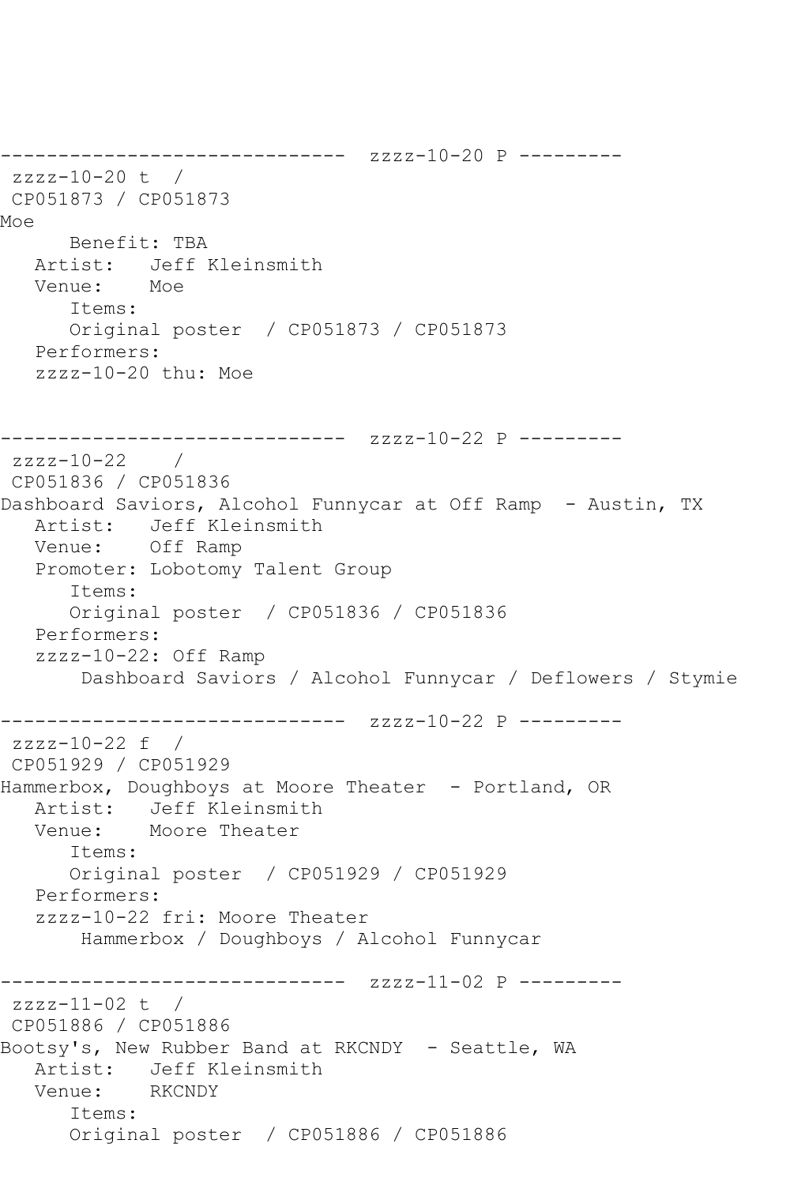```
------------------------------  zzzz-10-20 P ---------
 zzzz-10-20 t  /
 CP051873 / CP051873
Moe
      Benefit: TBA
   Artist:   Jeff Kleinsmith
   Venue:    Moe
      Items:
      Original poster  / CP051873 / CP051873
   Performers:
   zzzz-10-20 thu: Moe


------------------------------  zzzz-10-22 P ---------
 zzzz-10-22    /
 CP051836 / CP051836
Dashboard Saviors, Alcohol Funnycar at Off Ramp  - Austin, TX
   Artist:   Jeff Kleinsmith
   Venue:    Off Ramp
   Promoter: Lobotomy Talent Group
      Items:
      Original poster  / CP051836 / CP051836
   Performers:
   zzzz-10-22: Off Ramp
       Dashboard Saviors / Alcohol Funnycar / Deflowers / Stymie

------------------------------  zzzz-10-22 P ---------
 zzzz-10-22 f  /
 CP051929 / CP051929
Hammerbox, Doughboys at Moore Theater  - Portland, OR
   Artist:   Jeff Kleinsmith
   Venue:    Moore Theater
      Items:
      Original poster  / CP051929 / CP051929
   Performers:
   zzzz-10-22 fri: Moore Theater
       Hammerbox / Doughboys / Alcohol Funnycar

------------------------------  zzzz-11-02 P ---------
 zzzz-11-02 t  /
 CP051886 / CP051886
Bootsy's, New Rubber Band at RKCNDY  - Seattle, WA
   Artist:   Jeff Kleinsmith
   Venue:    RKCNDY
      Items:
      Original poster  / CP051886 / CP051886
```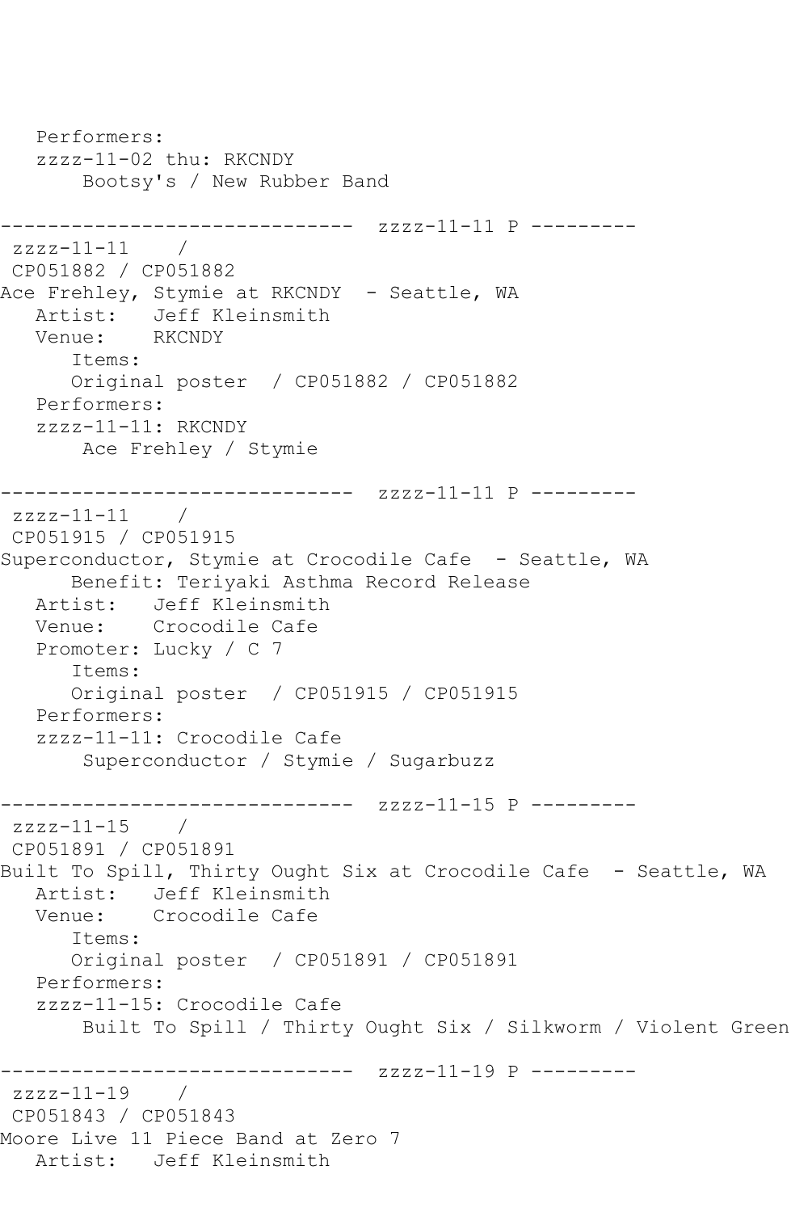```
   Performers:
   zzzz-11-02 thu: RKCNDY
       Bootsy's / New Rubber Band

------------------------------  zzzz-11-11 P ---------
 zzzz-11-11    /
 CP051882 / CP051882
Ace Frehley, Stymie at RKCNDY  - Seattle, WA
   Artist:   Jeff Kleinsmith
   Venue:    RKCNDY
      Items:
      Original poster  / CP051882 / CP051882
   Performers:
   zzzz-11-11: RKCNDY
       Ace Frehley / Stymie

------------------------------  zzzz-11-11 P ---------
 zzzz-11-11    /
 CP051915 / CP051915
Superconductor, Stymie at Crocodile Cafe  - Seattle, WA
      Benefit: Teriyaki Asthma Record Release
   Artist:   Jeff Kleinsmith
   Venue:    Crocodile Cafe
   Promoter: Lucky / C 7
      Items:
      Original poster  / CP051915 / CP051915
   Performers:
   zzzz-11-11: Crocodile Cafe
       Superconductor / Stymie / Sugarbuzz

------------------------------  zzzz-11-15 P ---------
 zzzz-11-15    /
 CP051891 / CP051891
Built To Spill, Thirty Ought Six at Crocodile Cafe  - Seattle, WA
   Artist:   Jeff Kleinsmith
   Venue:    Crocodile Cafe
      Items:
      Original poster  / CP051891 / CP051891
   Performers:
   zzzz-11-15: Crocodile Cafe
       Built To Spill / Thirty Ought Six / Silkworm / Violent Green

------------------------------  zzzz-11-19 P ---------
 zzzz-11-19    /
 CP051843 / CP051843
Moore Live 11 Piece Band at Zero 7
   Artist:   Jeff Kleinsmith
```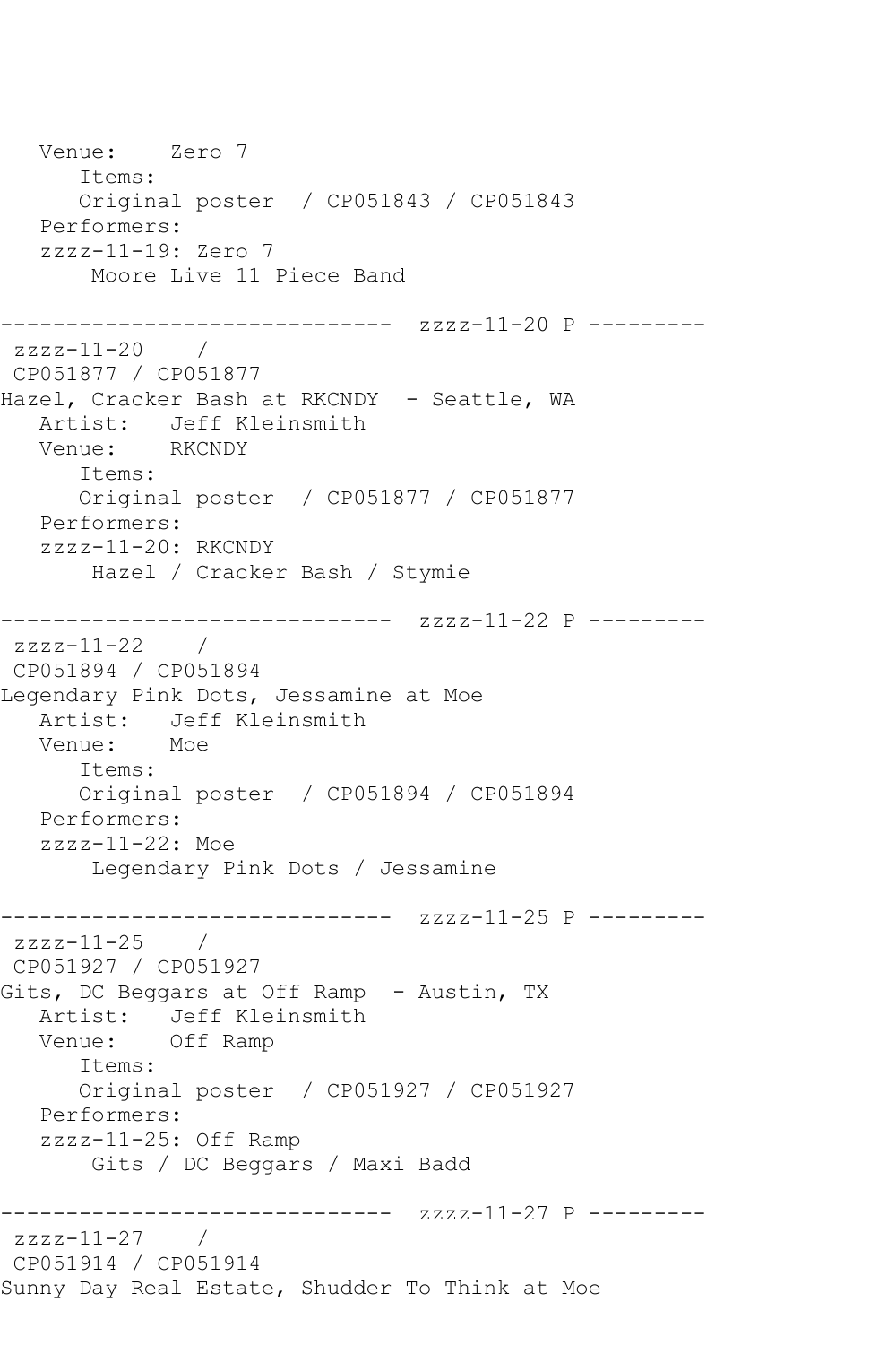```
   Venue:    Zero 7
      Items:
      Original poster  / CP051843 / CP051843
   Performers:
   zzzz-11-19: Zero 7
       Moore Live 11 Piece Band

------------------------------  zzzz-11-20 P ---------
 zzzz-11-20    /
 CP051877 / CP051877
Hazel, Cracker Bash at RKCNDY  - Seattle, WA
   Artist:   Jeff Kleinsmith
   Venue:    RKCNDY
      Items:
      Original poster  / CP051877 / CP051877
   Performers:
   zzzz-11-20: RKCNDY
       Hazel / Cracker Bash / Stymie

------------------------------  zzzz-11-22 P ---------
 zzzz-11-22    /
 CP051894 / CP051894
Legendary Pink Dots, Jessamine at Moe
   Artist:   Jeff Kleinsmith
   Venue:    Moe
      Items:
      Original poster  / CP051894 / CP051894
   Performers:
   zzzz-11-22: Moe
       Legendary Pink Dots / Jessamine

------------------------------  zzzz-11-25 P ---------
 zzzz-11-25    /
 CP051927 / CP051927
Gits, DC Beggars at Off Ramp  - Austin, TX
   Artist:   Jeff Kleinsmith
   Venue:    Off Ramp
      Items:
      Original poster  / CP051927 / CP051927
   Performers:
   zzzz-11-25: Off Ramp
       Gits / DC Beggars / Maxi Badd

------------------------------  zzzz-11-27 P ---------
 zzzz-11-27    /
 CP051914 / CP051914
Sunny Day Real Estate, Shudder To Think at Moe
```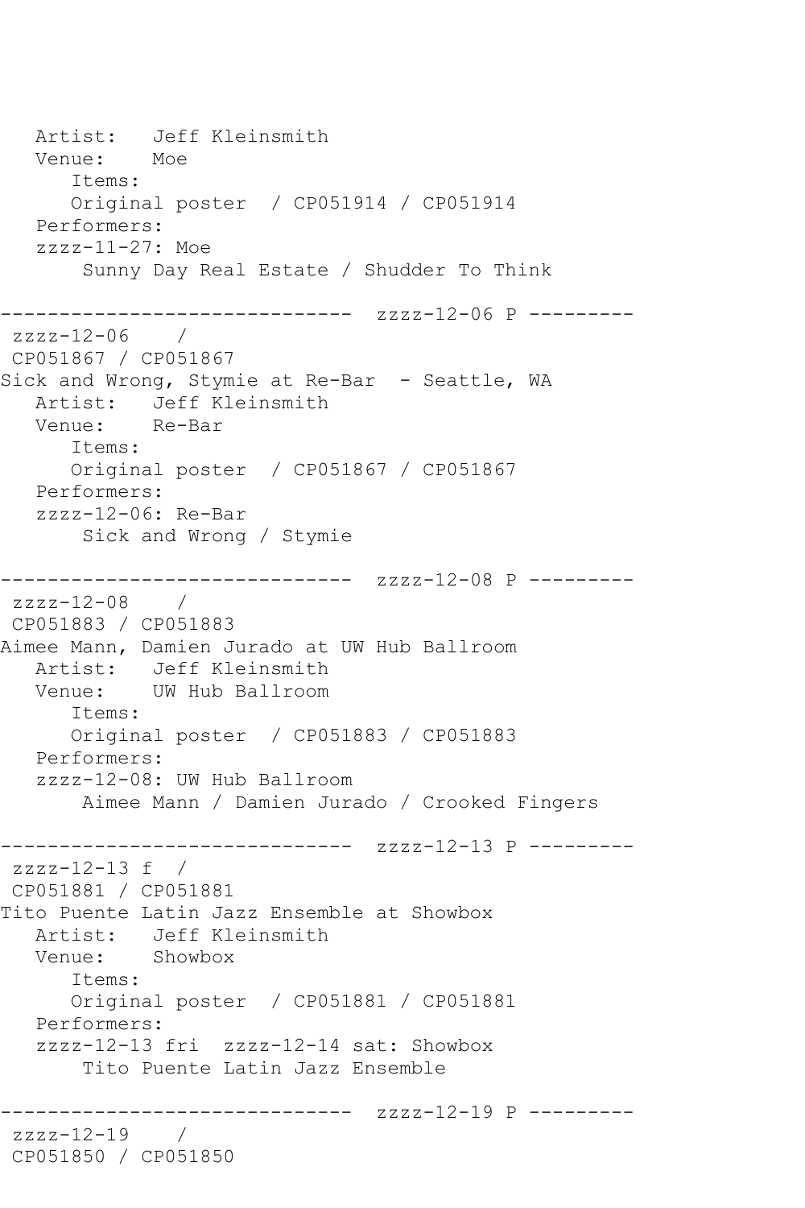```
   Artist:   Jeff Kleinsmith
   Venue:    Moe
      Items:
      Original poster  / CP051914 / CP051914
   Performers:
   zzzz-11-27: Moe
       Sunny Day Real Estate / Shudder To Think

------------------------------  zzzz-12-06 P ---------
 zzzz-12-06    /
 CP051867 / CP051867
Sick and Wrong, Stymie at Re-Bar  - Seattle, WA
   Artist:   Jeff Kleinsmith
   Venue:    Re-Bar
      Items:
      Original poster  / CP051867 / CP051867
   Performers:
   zzzz-12-06: Re-Bar
       Sick and Wrong / Stymie

------------------------------  zzzz-12-08 P ---------
 zzzz-12-08    /
 CP051883 / CP051883
Aimee Mann, Damien Jurado at UW Hub Ballroom
   Artist:   Jeff Kleinsmith
   Venue:    UW Hub Ballroom
      Items:
      Original poster  / CP051883 / CP051883
   Performers:
   zzzz-12-08: UW Hub Ballroom
       Aimee Mann / Damien Jurado / Crooked Fingers

------------------------------  zzzz-12-13 P ---------
 zzzz-12-13 f  /
 CP051881 / CP051881
Tito Puente Latin Jazz Ensemble at Showbox
   Artist:   Jeff Kleinsmith
   Venue:    Showbox
      Items:
      Original poster  / CP051881 / CP051881
   Performers:
   zzzz-12-13 fri  zzzz-12-14 sat: Showbox
       Tito Puente Latin Jazz Ensemble

------------------------------  zzzz-12-19 P ---------
 zzzz-12-19    /
 CP051850 / CP051850
```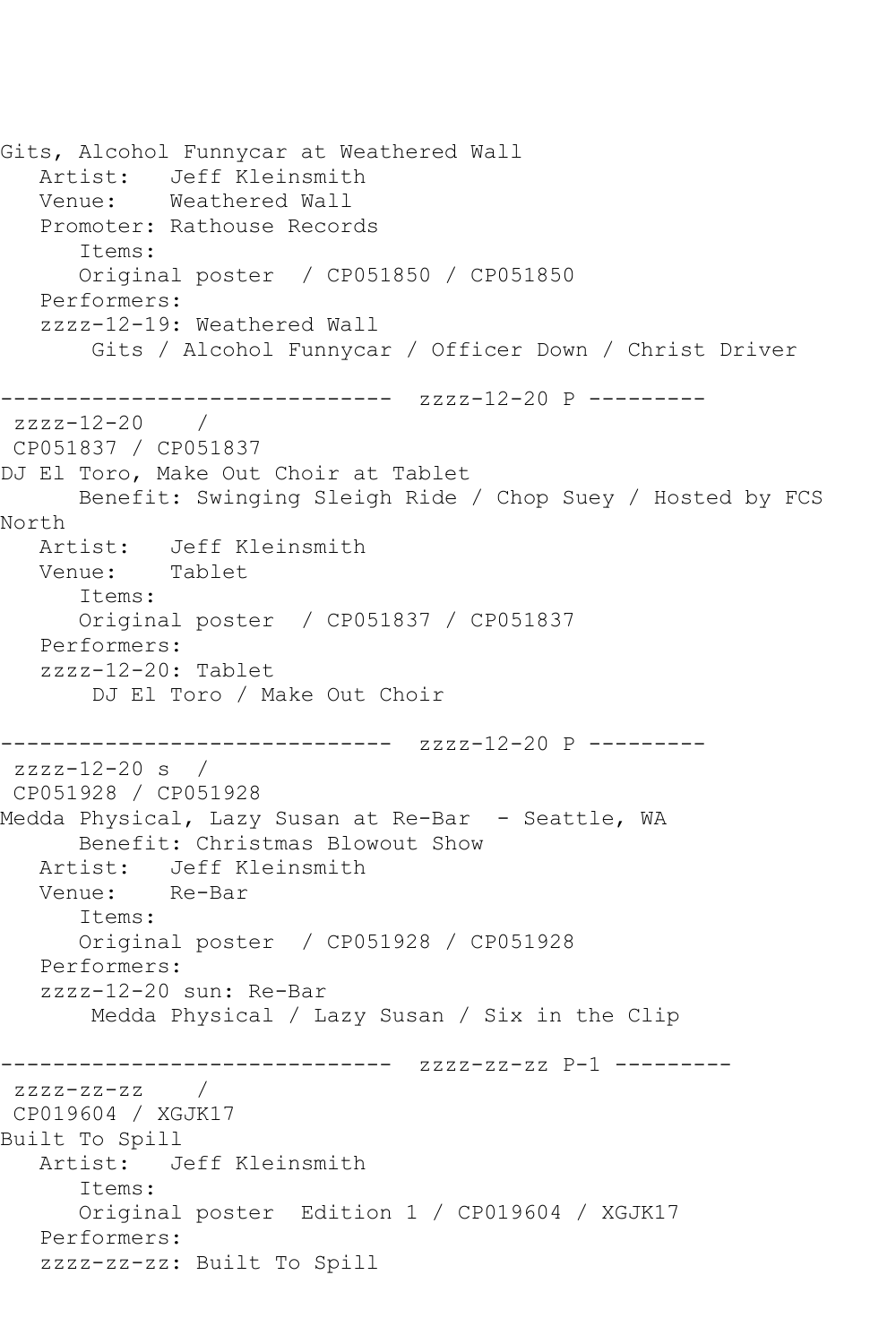```
Gits, Alcohol Funnycar at Weathered Wall
   Artist:   Jeff Kleinsmith
   Venue:    Weathered Wall
   Promoter: Rathouse Records
      Items:
      Original poster  / CP051850 / CP051850
   Performers:
   zzzz-12-19: Weathered Wall
       Gits / Alcohol Funnycar / Officer Down / Christ Driver

------------------------------  zzzz-12-20 P ---------
 zzzz-12-20    /
 CP051837 / CP051837
DJ El Toro, Make Out Choir at Tablet
      Benefit: Swinging Sleigh Ride / Chop Suey / Hosted by FCS
North
   Artist:   Jeff Kleinsmith
   Venue:    Tablet
      Items:
      Original poster  / CP051837 / CP051837
   Performers:
   zzzz-12-20: Tablet
       DJ El Toro / Make Out Choir

------------------------------  zzzz-12-20 P ---------
 zzzz-12-20 s  /
 CP051928 / CP051928
Medda Physical, Lazy Susan at Re-Bar  - Seattle, WA
      Benefit: Christmas Blowout Show
   Artist:   Jeff Kleinsmith
   Venue:    Re-Bar
      Items:
      Original poster  / CP051928 / CP051928
   Performers:
   zzzz-12-20 sun: Re-Bar
       Medda Physical / Lazy Susan / Six in the Clip

------------------------------  zzzz-zz-zz P-1 ---------
 zzzz-zz-zz    /
 CP019604 / XGJK17
Built To Spill
   Artist:   Jeff Kleinsmith
      Items:
      Original poster  Edition 1 / CP019604 / XGJK17
   Performers:
   zzzz-zz-zz: Built To Spill
```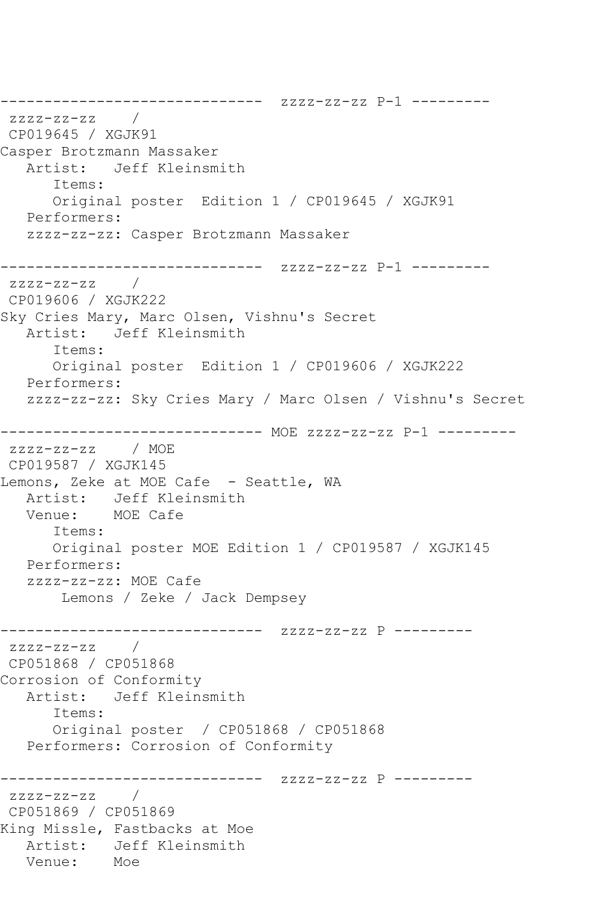```
------------------------------  zzzz-zz-zz P-1 ---------
 zzzz-zz-zz    /
 CP019645 / XGJK91
Casper Brotzmann Massaker
   Artist:   Jeff Kleinsmith
      Items:
      Original poster  Edition 1 / CP019645 / XGJK91
   Performers:
   zzzz-zz-zz: Casper Brotzmann Massaker

------------------------------  zzzz-zz-zz P-1 ---------
 zzzz-zz-zz    /
 CP019606 / XGJK222
Sky Cries Mary, Marc Olsen, Vishnu's Secret
   Artist:   Jeff Kleinsmith
      Items:
      Original poster  Edition 1 / CP019606 / XGJK222
   Performers:
   zzzz-zz-zz: Sky Cries Mary / Marc Olsen / Vishnu's Secret

------------------------------ MOE zzzz-zz-zz P-1 ---------
 zzzz-zz-zz    / MOE
 CP019587 / XGJK145
Lemons, Zeke at MOE Cafe  - Seattle, WA
   Artist:   Jeff Kleinsmith
   Venue:    MOE Cafe
      Items:
      Original poster MOE Edition 1 / CP019587 / XGJK145
   Performers:
   zzzz-zz-zz: MOE Cafe
       Lemons / Zeke / Jack Dempsey

------------------------------  zzzz-zz-zz P ---------
 zzzz-zz-zz    /
 CP051868 / CP051868
Corrosion of Conformity
   Artist:   Jeff Kleinsmith
      Items:
      Original poster  / CP051868 / CP051868
   Performers: Corrosion of Conformity

------------------------------  zzzz-zz-zz P ---------
 zzzz-zz-zz    /
 CP051869 / CP051869
King Missle, Fastbacks at Moe
   Artist:   Jeff Kleinsmith
   Venue:    Moe
```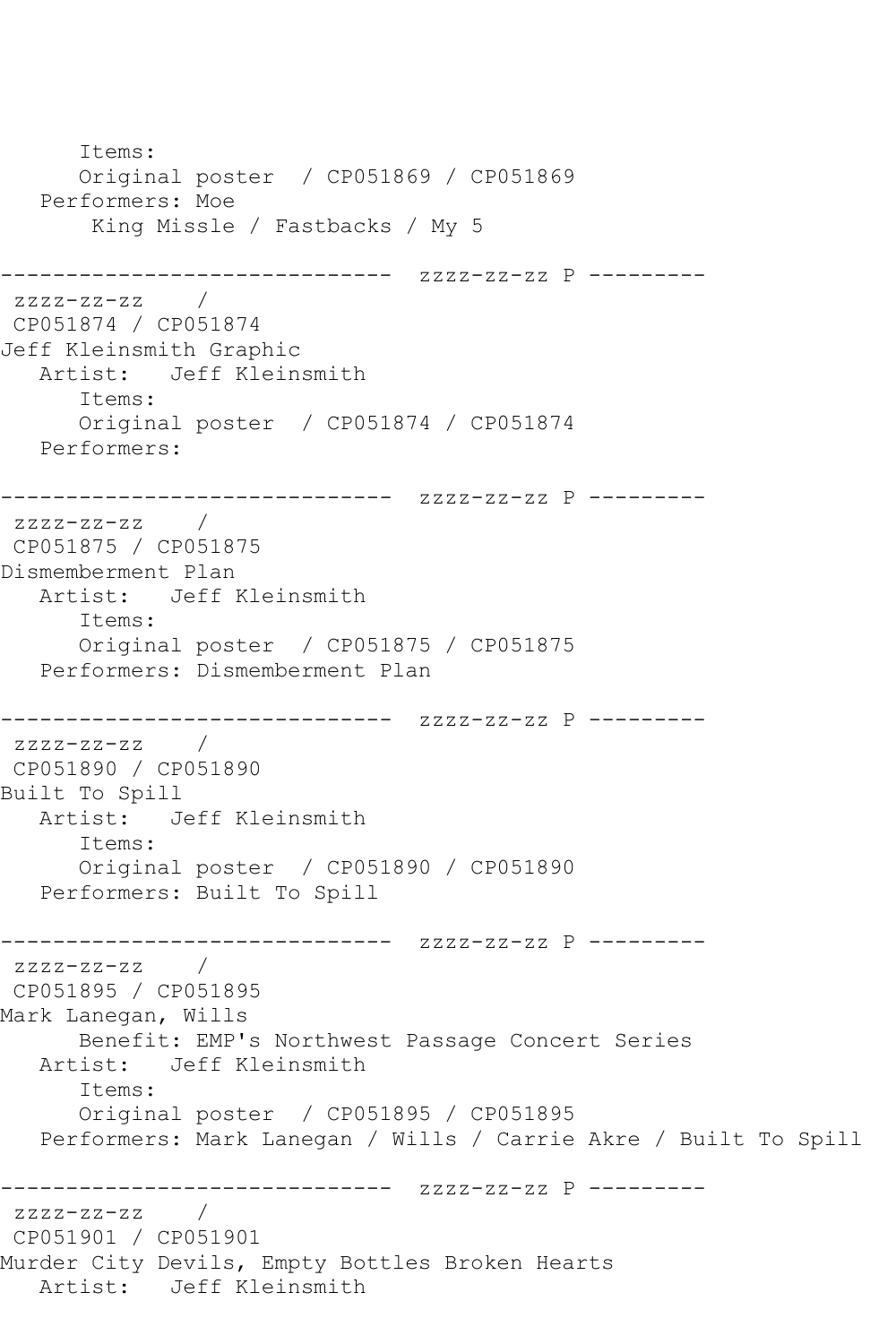```
      Items:
      Original poster  / CP051869 / CP051869
   Performers: Moe
       King Missle / Fastbacks / My 5

------------------------------  zzzz-zz-zz P ---------
 zzzz-zz-zz    /
 CP051874 / CP051874
Jeff Kleinsmith Graphic
   Artist:   Jeff Kleinsmith
      Items:
      Original poster  / CP051874 / CP051874
   Performers:

------------------------------  zzzz-zz-zz P ---------
 zzzz-zz-zz    /
 CP051875 / CP051875
Dismemberment Plan
   Artist:   Jeff Kleinsmith
      Items:
      Original poster  / CP051875 / CP051875
   Performers: Dismemberment Plan

------------------------------  zzzz-zz-zz P ---------
 zzzz-zz-zz    /
 CP051890 / CP051890
Built To Spill
   Artist:   Jeff Kleinsmith
      Items:
      Original poster  / CP051890 / CP051890
   Performers: Built To Spill

------------------------------  zzzz-zz-zz P ---------
 zzzz-zz-zz    /
 CP051895 / CP051895
Mark Lanegan, Wills
      Benefit: EMP's Northwest Passage Concert Series
   Artist:   Jeff Kleinsmith
      Items:
      Original poster  / CP051895 / CP051895
   Performers: Mark Lanegan / Wills / Carrie Akre / Built To Spill

------------------------------  zzzz-zz-zz P ---------
 zzzz-zz-zz    /
 CP051901 / CP051901
Murder City Devils, Empty Bottles Broken Hearts
   Artist:   Jeff Kleinsmith
```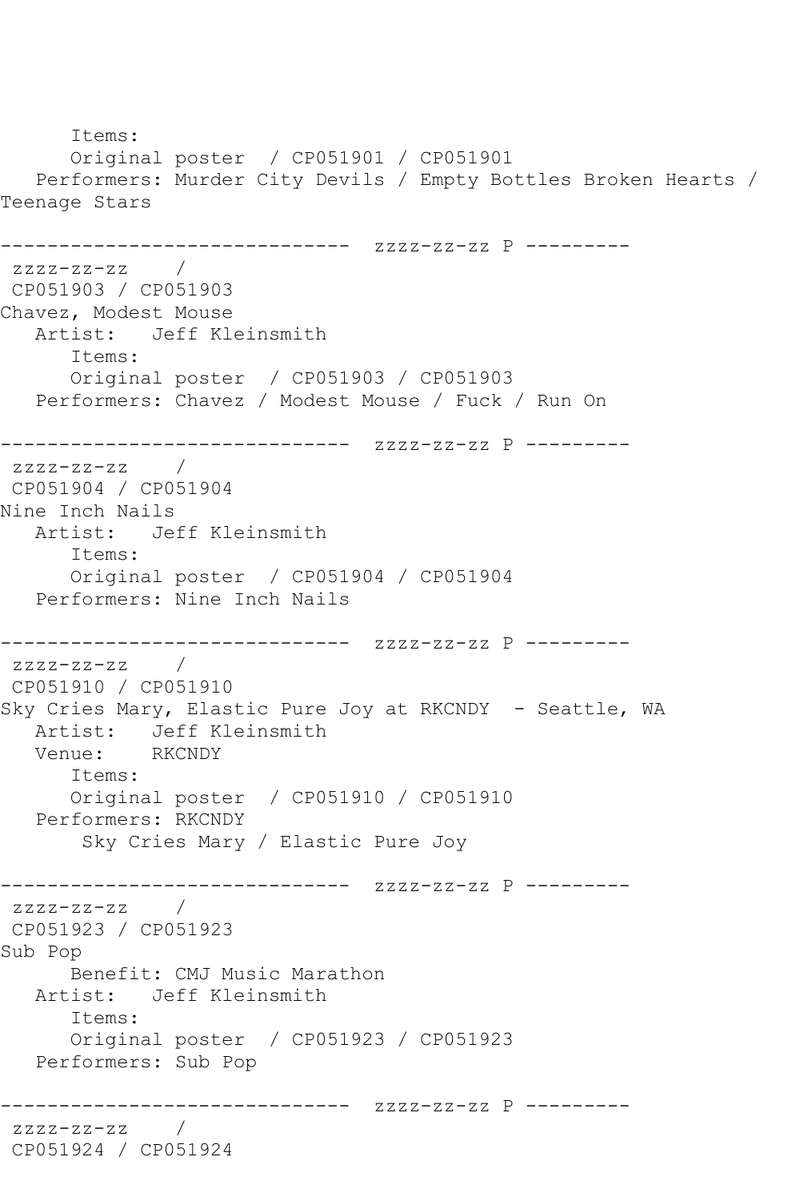Items:
      Original poster  / CP051901 / CP051901
   Performers: Murder City Devils / Empty Bottles Broken Hearts / Teenage Stars

------------------------------  zzzz-zz-zz P ---------
 zzzz-zz-zz    /
 CP051903 / CP051903
Chavez, Modest Mouse
   Artist:   Jeff Kleinsmith
      Items:
      Original poster  / CP051903 / CP051903
   Performers: Chavez / Modest Mouse / Fuck / Run On

------------------------------  zzzz-zz-zz P ---------
 zzzz-zz-zz    /
 CP051904 / CP051904
Nine Inch Nails
   Artist:   Jeff Kleinsmith
      Items:
      Original poster  / CP051904 / CP051904
   Performers: Nine Inch Nails

------------------------------  zzzz-zz-zz P ---------
 zzzz-zz-zz    /
 CP051910 / CP051910
Sky Cries Mary, Elastic Pure Joy at RKCNDY  - Seattle, WA
   Artist:   Jeff Kleinsmith
   Venue:    RKCNDY
      Items:
      Original poster  / CP051910 / CP051910
   Performers: RKCNDY
       Sky Cries Mary / Elastic Pure Joy

------------------------------  zzzz-zz-zz P ---------
 zzzz-zz-zz    /
 CP051923 / CP051923
Sub Pop
      Benefit: CMJ Music Marathon
   Artist:   Jeff Kleinsmith
      Items:
      Original poster  / CP051923 / CP051923
   Performers: Sub Pop

------------------------------  zzzz-zz-zz P ---------
 zzzz-zz-zz    /
 CP051924 / CP051924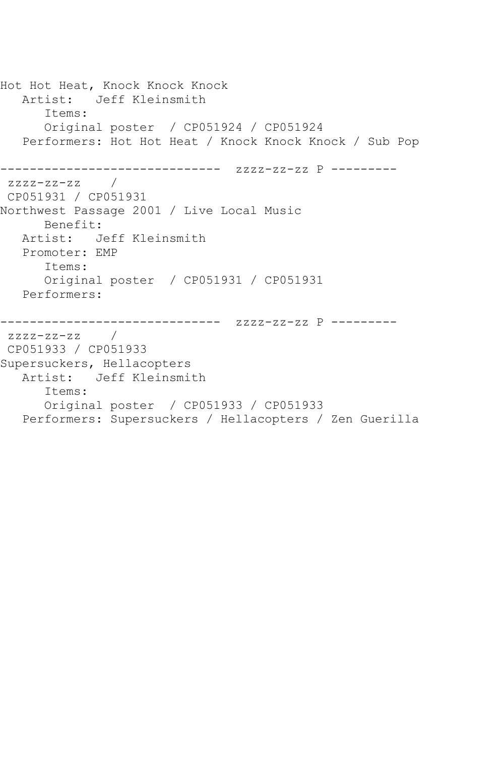Hot Hot Heat, Knock Knock Knock
   Artist:   Jeff Kleinsmith
      Items:
      Original poster  / CP051924 / CP051924
   Performers: Hot Hot Heat / Knock Knock Knock / Sub Pop

------------------------------  zzzz-zz-zz P ---------
 zzzz-zz-zz    /
 CP051931 / CP051931
Northwest Passage 2001 / Live Local Music
      Benefit:
   Artist:   Jeff Kleinsmith
   Promoter: EMP
      Items:
      Original poster  / CP051931 / CP051931
   Performers:

------------------------------  zzzz-zz-zz P ---------
 zzzz-zz-zz    /
 CP051933 / CP051933
Supersuckers, Hellacopters
   Artist:   Jeff Kleinsmith
      Items:
      Original poster  / CP051933 / CP051933
   Performers: Supersuckers / Hellacopters / Zen Guerilla